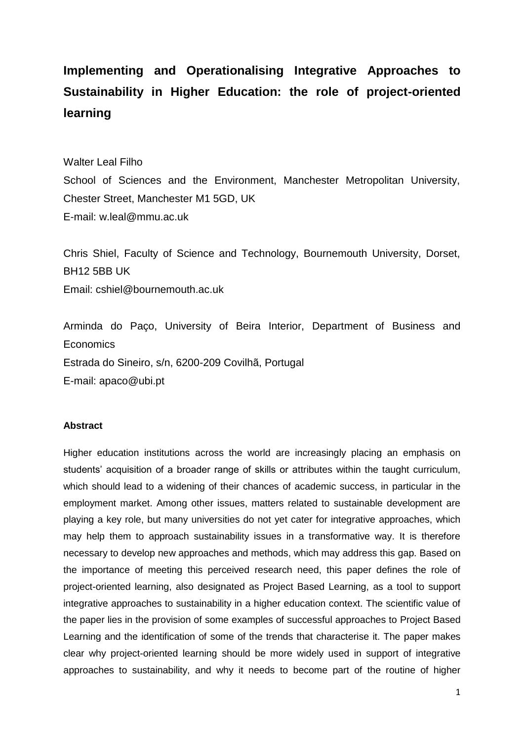# Implementing and Operationalising Integrative Approaches to Sustainability in Higher Education: the role of project-oriented learning

Walter Leal Filho

School of Sciences and the Environment, Manchester Metropolitan University, Chester Street, Manchester M1 5GD, UK

E-mail: w.leal@mmu.ac.uk

Chris Shiel, Faculty of Science and Technology, Bournemouth University, Dorset, BH12 5BB UK

Email: cshiel@bournemouth.ac.uk

Arminda do Paço, University of Beira Interior, Department of Business and Economics

Estrada do Sineiro, s/n, 6200-209 Covilhã, Portugal

E-mail: apaco@ubi.pt

**Abstract**

Higher education institutions across the world are increasingly placing an emphasis on students' acquisition of a broader range of skills or attributes within the taught curriculum, which should lead to a widening of their chances of academic success, in particular in the employment market. Among other issues, matters related to sustainable development are playing a key role, but many universities do not yet cater for integrative approaches, which may help them to approach sustainability issues in a transformative way. It is therefore necessary to develop new approaches and methods, which may address this gap. Based on the importance of meeting this perceived research need, this paper defines the role of project-oriented learning, also designated as Project Based Learning, as a tool to support integrative approaches to sustainability in a higher education context. The scientific value of the paper lies in the provision of some examples of successful approaches to Project Based Learning and the identification of some of the trends that characterise it. The paper makes clear why project-oriented learning should be more widely used in support of integrative approaches to sustainability, and why it needs to become part of the routine of higher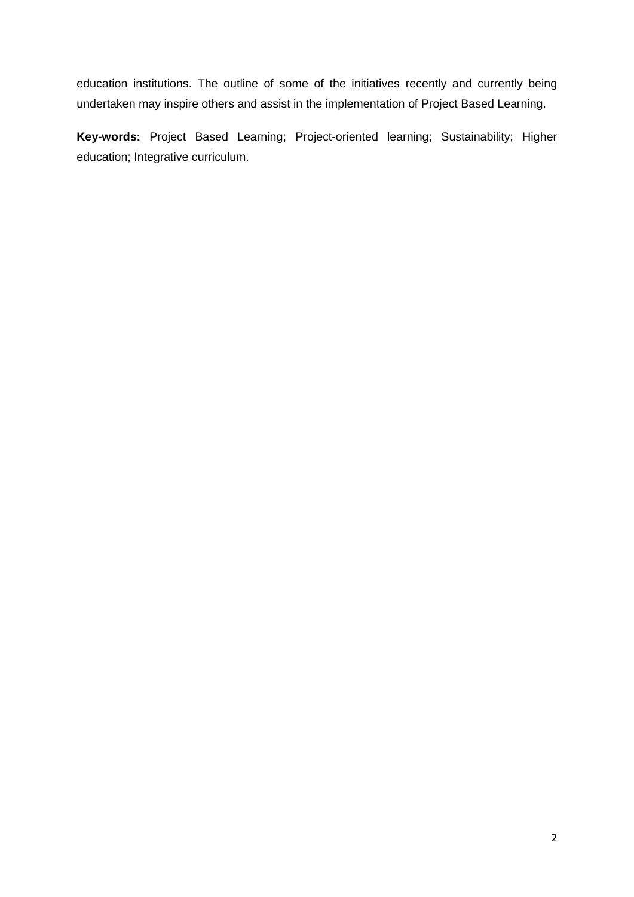education institutions. The outline of some of the initiatives recently and currently being undertaken may inspire others and assist in the implementation of Project Based Learning.

**Key-words:** Project Based Learning; Project-oriented learning; Sustainability; Higher education; Integrative curriculum.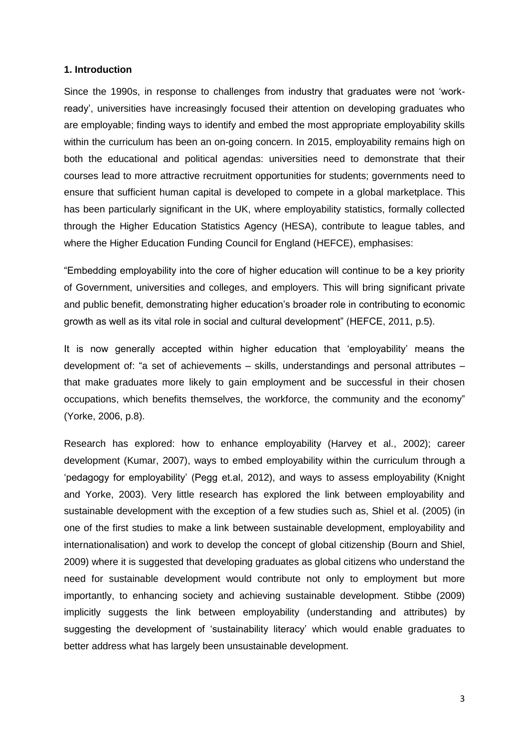**1. Introduction**

Since the 1990s, in response to challenges from industry that graduates were not 'work-ready', universities have increasingly focused their attention on developing graduates who are employable; finding ways to identify and embed the most appropriate employability skills within the curriculum has been an on-going concern. In 2015, employability remains high on both the educational and political agendas: universities need to demonstrate that their courses lead to more attractive recruitment opportunities for students; governments need to ensure that sufficient human capital is developed to compete in a global marketplace. This has been particularly significant in the UK, where employability statistics, formally collected through the Higher Education Statistics Agency (HESA), contribute to league tables, and where the Higher Education Funding Council for England (HEFCE), emphasises:

"Embedding employability into the core of higher education will continue to be a key priority of Government, universities and colleges, and employers. This will bring significant private and public benefit, demonstrating higher education's broader role in contributing to economic growth as well as its vital role in social and cultural development" (HEFCE, 2011, p.5).

It is now generally accepted within higher education that 'employability' means the development of: "a set of achievements – skills, understandings and personal attributes – that make graduates more likely to gain employment and be successful in their chosen occupations, which benefits themselves, the workforce, the community and the economy" (Yorke, 2006, p.8).

Research has explored: how to enhance employability (Harvey et al., 2002); career development (Kumar, 2007), ways to embed employability within the curriculum through a 'pedagogy for employability' (Pegg et.al, 2012), and ways to assess employability (Knight and Yorke, 2003). Very little research has explored the link between employability and sustainable development with the exception of a few studies such as, Shiel et al. (2005) (in one of the first studies to make a link between sustainable development, employability and internationalisation) and work to develop the concept of global citizenship (Bourn and Shiel, 2009) where it is suggested that developing graduates as global citizens who understand the need for sustainable development would contribute not only to employment but more importantly, to enhancing society and achieving sustainable development. Stibbe (2009) implicitly suggests the link between employability (understanding and attributes) by suggesting the development of 'sustainability literacy' which would enable graduates to better address what has largely been unsustainable development.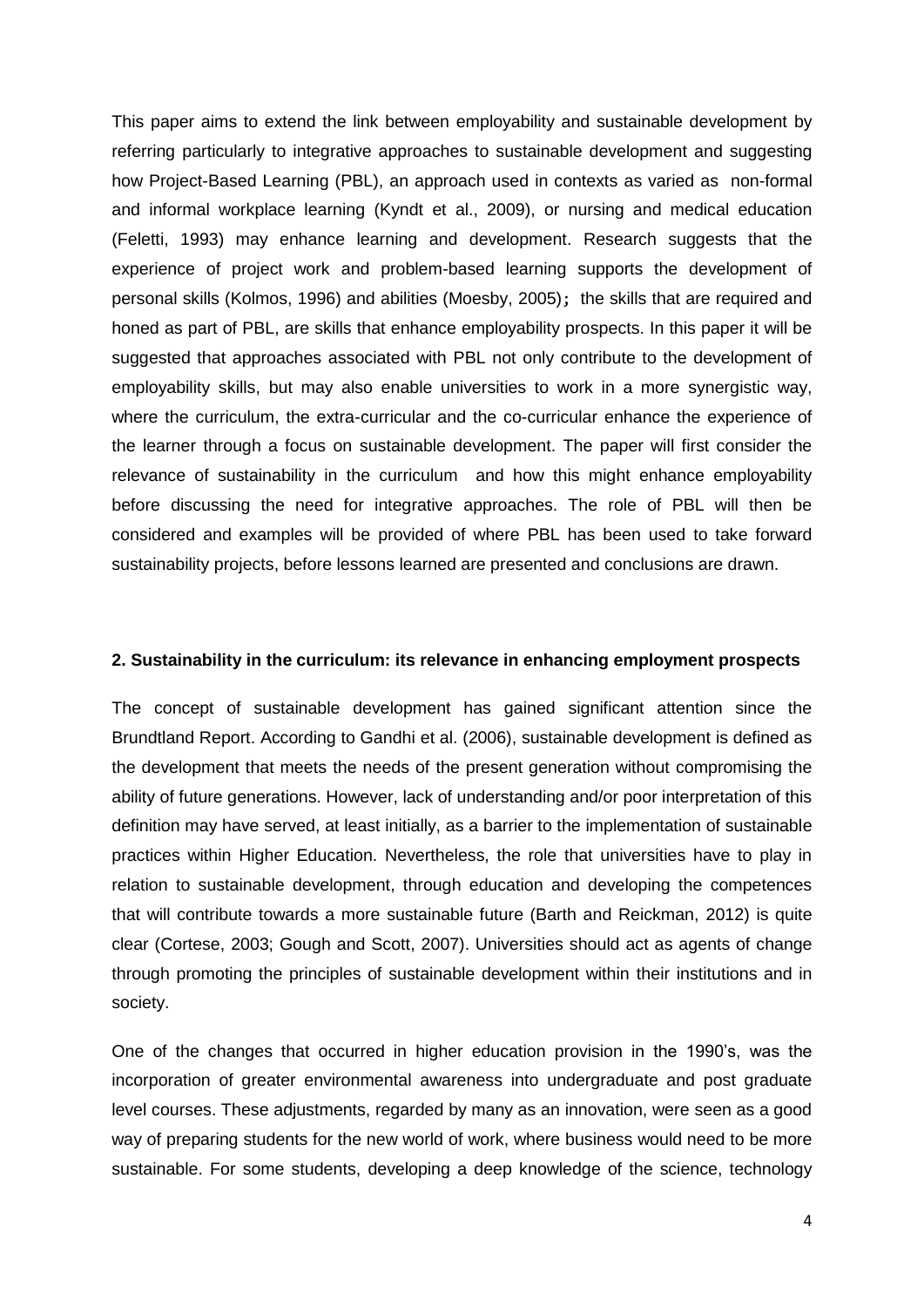This paper aims to extend the link between employability and sustainable development by referring particularly to integrative approaches to sustainable development and suggesting how Project-Based Learning (PBL), an approach used in contexts as varied as non-formal and informal workplace learning (Kyndt et al., 2009), or nursing and medical education (Feletti, 1993) may enhance learning and development. Research suggests that the experience of project work and problem-based learning supports the development of personal skills (Kolmos, 1996) and abilities (Moesby, 2005); the skills that are required and honed as part of PBL, are skills that enhance employability prospects. In this paper it will be suggested that approaches associated with PBL not only contribute to the development of employability skills, but may also enable universities to work in a more synergistic way, where the curriculum, the extra-curricular and the co-curricular enhance the experience of the learner through a focus on sustainable development. The paper will first consider the relevance of sustainability in the curriculum and how this might enhance employability before discussing the need for integrative approaches. The role of PBL will then be considered and examples will be provided of where PBL has been used to take forward sustainability projects, before lessons learned are presented and conclusions are drawn.

## 2. Sustainability in the curriculum: its relevance in enhancing employment prospects

The concept of sustainable development has gained significant attention since the Brundtland Report. According to Gandhi et al. (2006), sustainable development is defined as the development that meets the needs of the present generation without compromising the ability of future generations. However, lack of understanding and/or poor interpretation of this definition may have served, at least initially, as a barrier to the implementation of sustainable practices within Higher Education. Nevertheless, the role that universities have to play in relation to sustainable development, through education and developing the competences that will contribute towards a more sustainable future (Barth and Reickman, 2012) is quite clear (Cortese, 2003; Gough and Scott, 2007). Universities should act as agents of change through promoting the principles of sustainable development within their institutions and in society.

One of the changes that occurred in higher education provision in the 1990's, was the incorporation of greater environmental awareness into undergraduate and post graduate level courses. These adjustments, regarded by many as an innovation, were seen as a good way of preparing students for the new world of work, where business would need to be more sustainable. For some students, developing a deep knowledge of the science, technology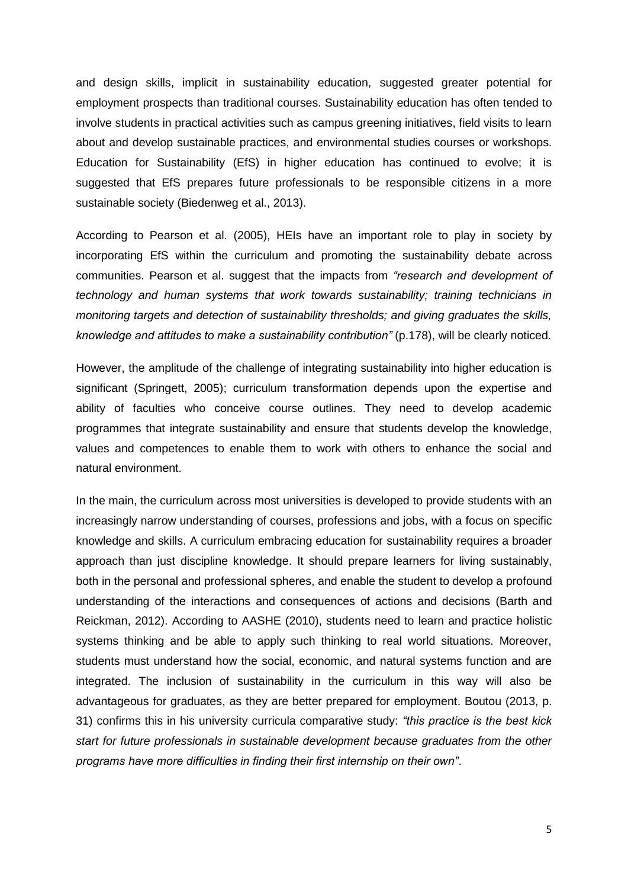and design skills, implicit in sustainability education, suggested greater potential for employment prospects than traditional courses. Sustainability education has often tended to involve students in practical activities such as campus greening initiatives, field visits to learn about and develop sustainable practices, and environmental studies courses or workshops. Education for Sustainability (EfS) in higher education has continued to evolve; it is suggested that EfS prepares future professionals to be responsible citizens in a more sustainable society (Biedenweg et al., 2013).

According to Pearson et al. (2005), HEIs have an important role to play in society by incorporating EfS within the curriculum and promoting the sustainability debate across communities. Pearson et al. suggest that the impacts from *"research and development of technology and human systems that work towards sustainability; training technicians in monitoring targets and detection of sustainability thresholds; and giving graduates the skills, knowledge and attitudes to make a sustainability contribution"* (p.178), will be clearly noticed.

However, the amplitude of the challenge of integrating sustainability into higher education is significant (Springett, 2005); curriculum transformation depends upon the expertise and ability of faculties who conceive course outlines. They need to develop academic programmes that integrate sustainability and ensure that students develop the knowledge, values and competences to enable them to work with others to enhance the social and natural environment.

In the main, the curriculum across most universities is developed to provide students with an increasingly narrow understanding of courses, professions and jobs, with a focus on specific knowledge and skills. A curriculum embracing education for sustainability requires a broader approach than just discipline knowledge. It should prepare learners for living sustainably, both in the personal and professional spheres, and enable the student to develop a profound understanding of the interactions and consequences of actions and decisions (Barth and Reickman, 2012). According to AASHE (2010), students need to learn and practice holistic systems thinking and be able to apply such thinking to real world situations. Moreover, students must understand how the social, economic, and natural systems function and are integrated. The inclusion of sustainability in the curriculum in this way will also be advantageous for graduates, as they are better prepared for employment. Boutou (2013, p. 31) confirms this in his university curricula comparative study: *"this practice is the best kick start for future professionals in sustainable development because graduates from the other programs have more difficulties in finding their first internship on their own"*.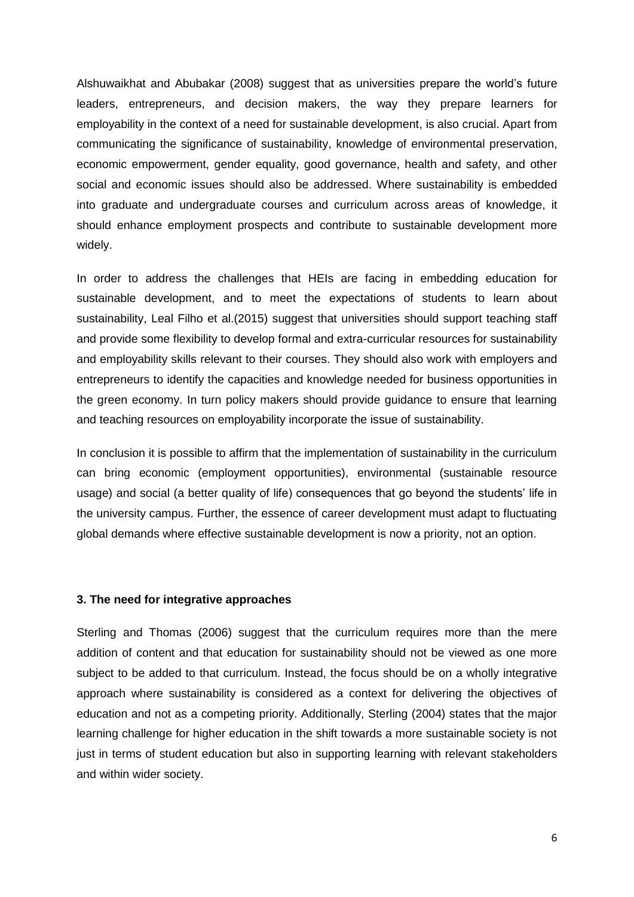Alshuwaikhat and Abubakar (2008) suggest that as universities prepare the world's future leaders, entrepreneurs, and decision makers, the way they prepare learners for employability in the context of a need for sustainable development, is also crucial. Apart from communicating the significance of sustainability, knowledge of environmental preservation, economic empowerment, gender equality, good governance, health and safety, and other social and economic issues should also be addressed. Where sustainability is embedded into graduate and undergraduate courses and curriculum across areas of knowledge, it should enhance employment prospects and contribute to sustainable development more widely.

In order to address the challenges that HEIs are facing in embedding education for sustainable development, and to meet the expectations of students to learn about sustainability, Leal Filho et al.(2015) suggest that universities should support teaching staff and provide some flexibility to develop formal and extra-curricular resources for sustainability and employability skills relevant to their courses. They should also work with employers and entrepreneurs to identify the capacities and knowledge needed for business opportunities in the green economy. In turn policy makers should provide guidance to ensure that learning and teaching resources on employability incorporate the issue of sustainability.

In conclusion it is possible to affirm that the implementation of sustainability in the curriculum can bring economic (employment opportunities), environmental (sustainable resource usage) and social (a better quality of life) consequences that go beyond the students' life in the university campus. Further, the essence of career development must adapt to fluctuating global demands where effective sustainable development is now a priority, not an option.

## 3. The need for integrative approaches

Sterling and Thomas (2006) suggest that the curriculum requires more than the mere addition of content and that education for sustainability should not be viewed as one more subject to be added to that curriculum. Instead, the focus should be on a wholly integrative approach where sustainability is considered as a context for delivering the objectives of education and not as a competing priority. Additionally, Sterling (2004) states that the major learning challenge for higher education in the shift towards a more sustainable society is not just in terms of student education but also in supporting learning with relevant stakeholders and within wider society.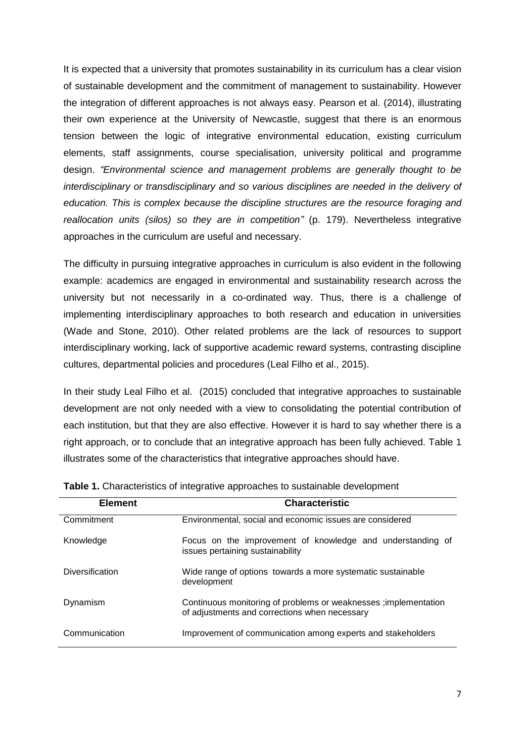It is expected that a university that promotes sustainability in its curriculum has a clear vision of sustainable development and the commitment of management to sustainability. However the integration of different approaches is not always easy. Pearson et al. (2014), illustrating their own experience at the University of Newcastle, suggest that there is an enormous tension between the logic of integrative environmental education, existing curriculum elements, staff assignments, course specialisation, university political and programme design. *"Environmental science and management problems are generally thought to be interdisciplinary or transdisciplinary and so various disciplines are needed in the delivery of education. This is complex because the discipline structures are the resource foraging and reallocation units (silos) so they are in competition"* (p. 179). Nevertheless integrative approaches in the curriculum are useful and necessary.

The difficulty in pursuing integrative approaches in curriculum is also evident in the following example: academics are engaged in environmental and sustainability research across the university but not necessarily in a co-ordinated way. Thus, there is a challenge of implementing interdisciplinary approaches to both research and education in universities (Wade and Stone, 2010). Other related problems are the lack of resources to support interdisciplinary working, lack of supportive academic reward systems, contrasting discipline cultures, departmental policies and procedures (Leal Filho et al., 2015).

In their study Leal Filho et al. (2015) concluded that integrative approaches to sustainable development are not only needed with a view to consolidating the potential contribution of each institution, but that they are also effective. However it is hard to say whether there is a right approach, or to conclude that an integrative approach has been fully achieved. Table 1 illustrates some of the characteristics that integrative approaches should have.

**Table 1.** Characteristics of integrative approaches to sustainable development

| Element | Characteristic |
|---|---|
| Commitment | Environmental, social and economic issues are considered |
| Knowledge | Focus on the improvement of knowledge and understanding of issues pertaining sustainability |
| Diversification | Wide range of options towards a more systematic sustainable development |
| Dynamism | Continuous monitoring of problems or weaknesses ;implementation of adjustments and corrections when necessary |
| Communication | Improvement of communication among experts and stakeholders |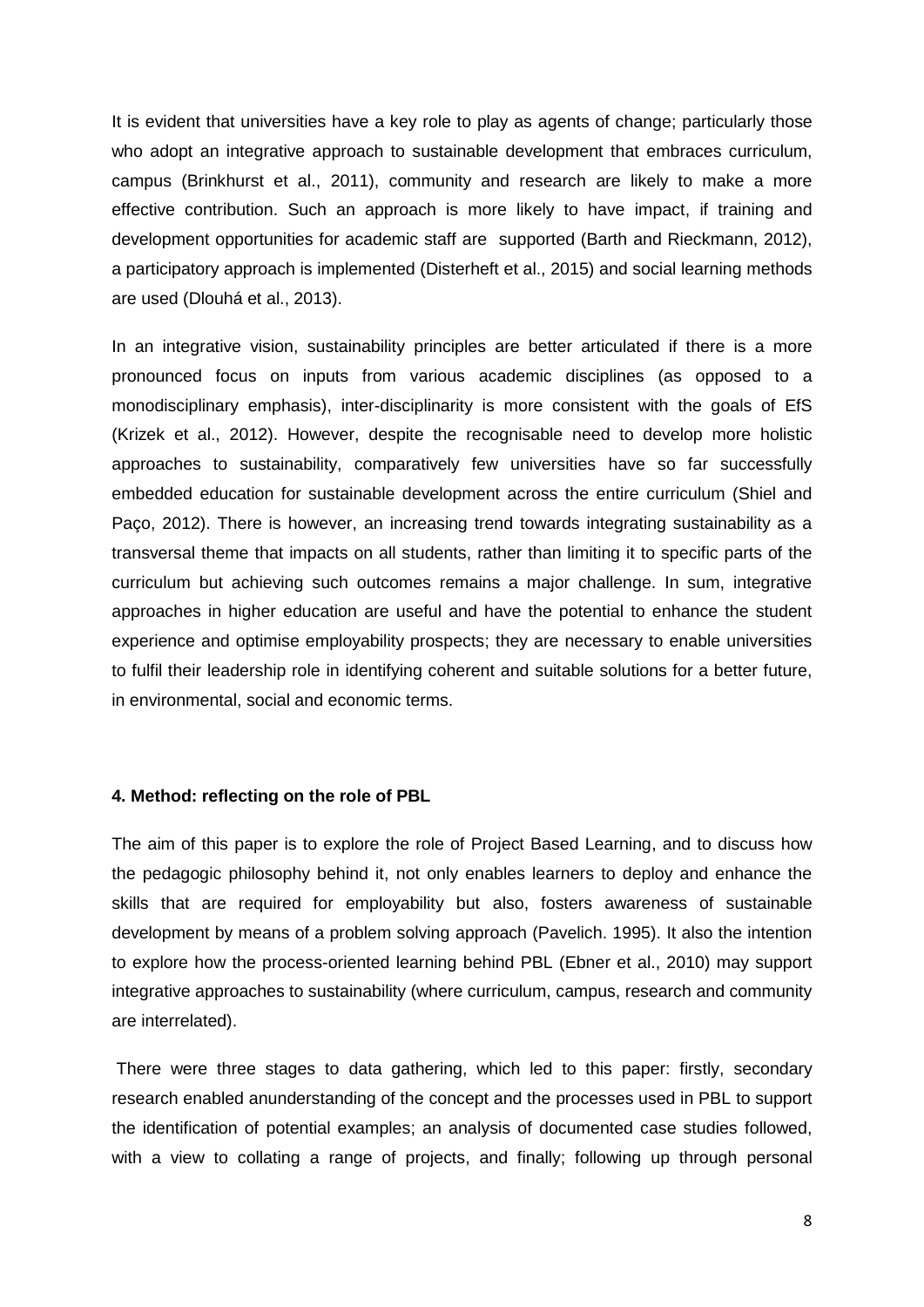It is evident that universities have a key role to play as agents of change; particularly those who adopt an integrative approach to sustainable development that embraces curriculum, campus (Brinkhurst et al., 2011), community and research are likely to make a more effective contribution. Such an approach is more likely to have impact, if training and development opportunities for academic staff are supported (Barth and Rieckmann, 2012), a participatory approach is implemented (Disterheft et al., 2015) and social learning methods are used (Dlouhá et al., 2013).

In an integrative vision, sustainability principles are better articulated if there is a more pronounced focus on inputs from various academic disciplines (as opposed to a monodisciplinary emphasis), inter-disciplinarity is more consistent with the goals of EfS (Krizek et al., 2012). However, despite the recognisable need to develop more holistic approaches to sustainability, comparatively few universities have so far successfully embedded education for sustainable development across the entire curriculum (Shiel and Paço, 2012). There is however, an increasing trend towards integrating sustainability as a transversal theme that impacts on all students, rather than limiting it to specific parts of the curriculum but achieving such outcomes remains a major challenge. In sum, integrative approaches in higher education are useful and have the potential to enhance the student experience and optimise employability prospects; they are necessary to enable universities to fulfil their leadership role in identifying coherent and suitable solutions for a better future, in environmental, social and economic terms.

#### 4. Method: reflecting on the role of PBL

The aim of this paper is to explore the role of Project Based Learning, and to discuss how the pedagogic philosophy behind it, not only enables learners to deploy and enhance the skills that are required for employability but also, fosters awareness of sustainable development by means of a problem solving approach (Pavelich. 1995). It also the intention to explore how the process-oriented learning behind PBL (Ebner et al., 2010) may support integrative approaches to sustainability (where curriculum, campus, research and community are interrelated).

There were three stages to data gathering, which led to this paper: firstly, secondary research enabled anunderstanding of the concept and the processes used in PBL to support the identification of potential examples; an analysis of documented case studies followed, with a view to collating a range of projects, and finally; following up through personal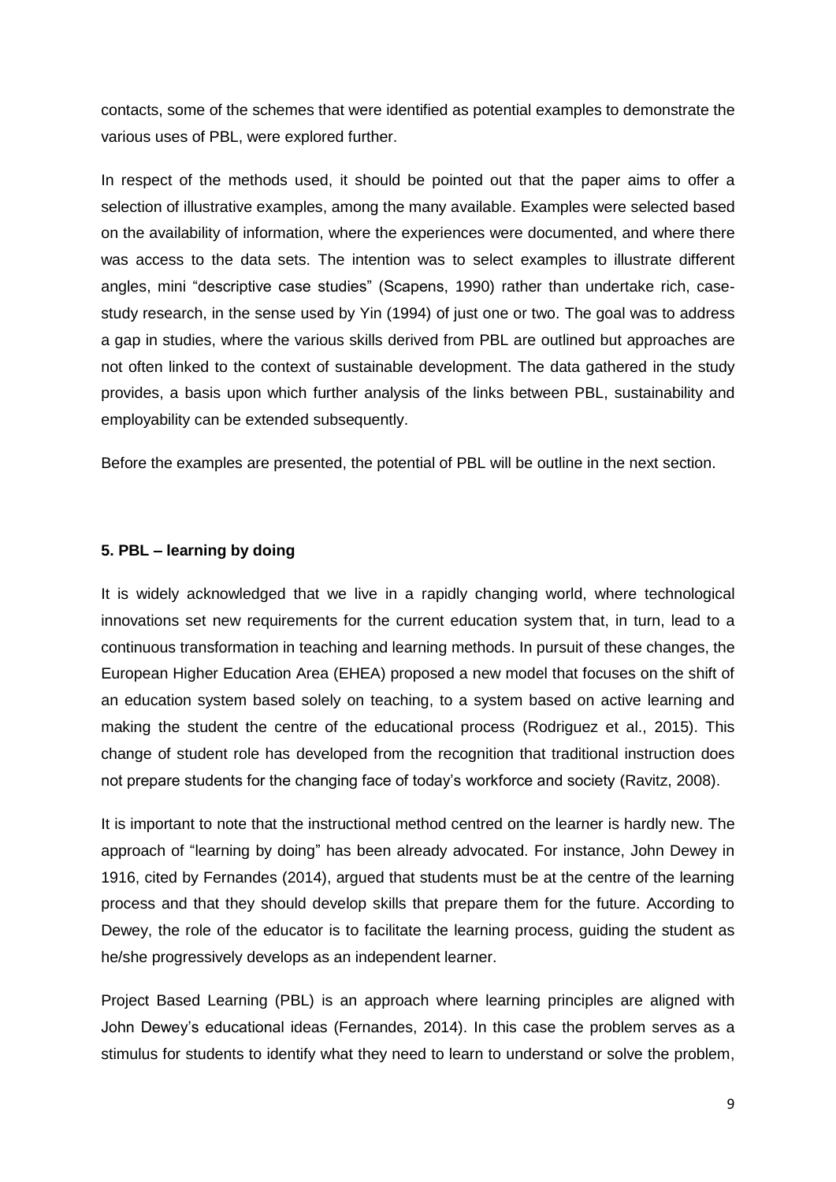contacts, some of the schemes that were identified as potential examples to demonstrate the various uses of PBL, were explored further.

In respect of the methods used, it should be pointed out that the paper aims to offer a selection of illustrative examples, among the many available. Examples were selected based on the availability of information, where the experiences were documented, and where there was access to the data sets. The intention was to select examples to illustrate different angles, mini "descriptive case studies" (Scapens, 1990) rather than undertake rich, case-study research, in the sense used by Yin (1994) of just one or two. The goal was to address a gap in studies, where the various skills derived from PBL are outlined but approaches are not often linked to the context of sustainable development. The data gathered in the study provides, a basis upon which further analysis of the links between PBL, sustainability and employability can be extended subsequently.

Before the examples are presented, the potential of PBL will be outline in the next section.

### 5. PBL – learning by doing

It is widely acknowledged that we live in a rapidly changing world, where technological innovations set new requirements for the current education system that, in turn, lead to a continuous transformation in teaching and learning methods. In pursuit of these changes, the European Higher Education Area (EHEA) proposed a new model that focuses on the shift of an education system based solely on teaching, to a system based on active learning and making the student the centre of the educational process (Rodriguez et al., 2015). This change of student role has developed from the recognition that traditional instruction does not prepare students for the changing face of today's workforce and society (Ravitz, 2008).

It is important to note that the instructional method centred on the learner is hardly new. The approach of "learning by doing" has been already advocated. For instance, John Dewey in 1916, cited by Fernandes (2014), argued that students must be at the centre of the learning process and that they should develop skills that prepare them for the future. According to Dewey, the role of the educator is to facilitate the learning process, guiding the student as he/she progressively develops as an independent learner.

Project Based Learning (PBL) is an approach where learning principles are aligned with John Dewey's educational ideas (Fernandes, 2014). In this case the problem serves as a stimulus for students to identify what they need to learn to understand or solve the problem,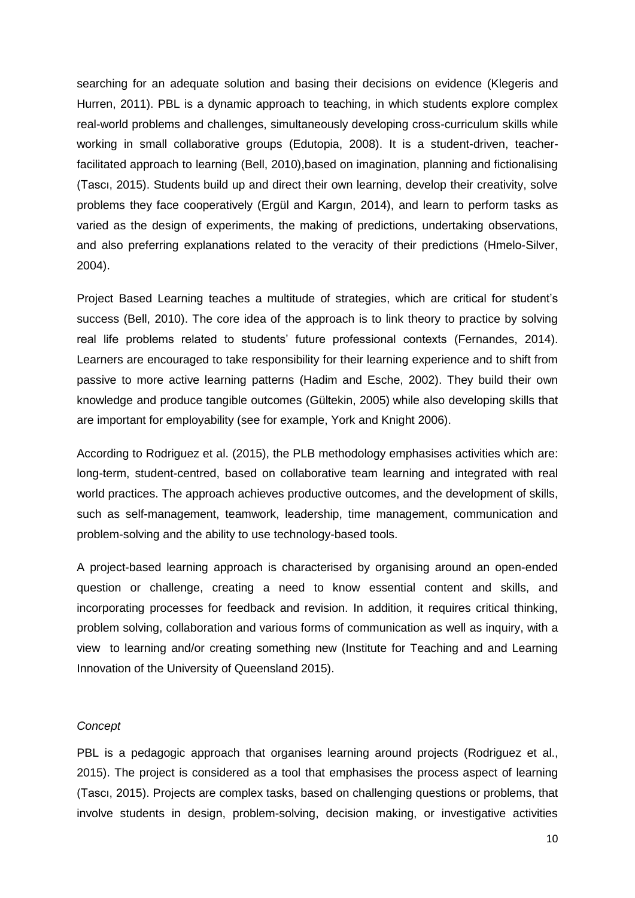searching for an adequate solution and basing their decisions on evidence (Klegeris and Hurren, 2011). PBL is a dynamic approach to teaching, in which students explore complex real-world problems and challenges, simultaneously developing cross-curriculum skills while working in small collaborative groups (Edutopia, 2008). It is a student-driven, teacher-facilitated approach to learning (Bell, 2010),based on imagination, planning and fictionalising (Tascı, 2015). Students build up and direct their own learning, develop their creativity, solve problems they face cooperatively (Ergül and Kargın, 2014), and learn to perform tasks as varied as the design of experiments, the making of predictions, undertaking observations, and also preferring explanations related to the veracity of their predictions (Hmelo-Silver, 2004).

Project Based Learning teaches a multitude of strategies, which are critical for student's success (Bell, 2010). The core idea of the approach is to link theory to practice by solving real life problems related to students' future professional contexts (Fernandes, 2014). Learners are encouraged to take responsibility for their learning experience and to shift from passive to more active learning patterns (Hadim and Esche, 2002). They build their own knowledge and produce tangible outcomes (Gültekin, 2005) while also developing skills that are important for employability (see for example, York and Knight 2006).

According to Rodriguez et al. (2015), the PLB methodology emphasises activities which are: long-term, student-centred, based on collaborative team learning and integrated with real world practices. The approach achieves productive outcomes, and the development of skills, such as self-management, teamwork, leadership, time management, communication and problem-solving and the ability to use technology-based tools.

A project-based learning approach is characterised by organising around an open-ended question or challenge, creating a need to know essential content and skills, and incorporating processes for feedback and revision. In addition, it requires critical thinking, problem solving, collaboration and various forms of communication as well as inquiry, with a view to learning and/or creating something new (Institute for Teaching and and Learning Innovation of the University of Queensland 2015).

*Concept*

PBL is a pedagogic approach that organises learning around projects (Rodriguez et al., 2015). The project is considered as a tool that emphasises the process aspect of learning (Tascı, 2015). Projects are complex tasks, based on challenging questions or problems, that involve students in design, problem-solving, decision making, or investigative activities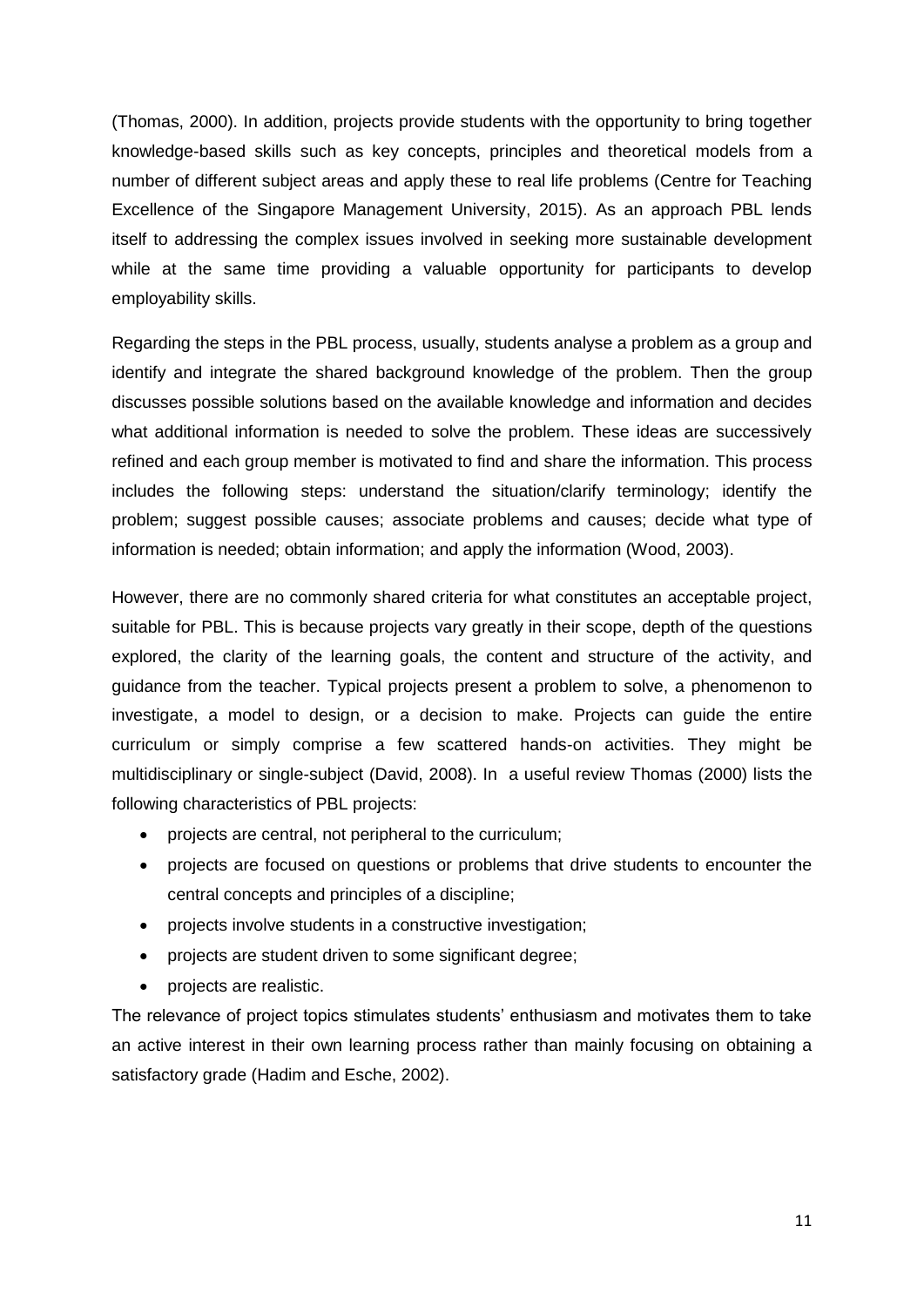(Thomas, 2000). In addition, projects provide students with the opportunity to bring together knowledge-based skills such as key concepts, principles and theoretical models from a number of different subject areas and apply these to real life problems (Centre for Teaching Excellence of the Singapore Management University, 2015). As an approach PBL lends itself to addressing the complex issues involved in seeking more sustainable development while at the same time providing a valuable opportunity for participants to develop employability skills.

Regarding the steps in the PBL process, usually, students analyse a problem as a group and identify and integrate the shared background knowledge of the problem. Then the group discusses possible solutions based on the available knowledge and information and decides what additional information is needed to solve the problem. These ideas are successively refined and each group member is motivated to find and share the information. This process includes the following steps: understand the situation/clarify terminology; identify the problem; suggest possible causes; associate problems and causes; decide what type of information is needed; obtain information; and apply the information (Wood, 2003).

However, there are no commonly shared criteria for what constitutes an acceptable project, suitable for PBL. This is because projects vary greatly in their scope, depth of the questions explored, the clarity of the learning goals, the content and structure of the activity, and guidance from the teacher. Typical projects present a problem to solve, a phenomenon to investigate, a model to design, or a decision to make. Projects can guide the entire curriculum or simply comprise a few scattered hands-on activities. They might be multidisciplinary or single-subject (David, 2008). In a useful review Thomas (2000) lists the following characteristics of PBL projects:

- projects are central, not peripheral to the curriculum;
- projects are focused on questions or problems that drive students to encounter the central concepts and principles of a discipline;
- projects involve students in a constructive investigation;
- projects are student driven to some significant degree;
- projects are realistic.

The relevance of project topics stimulates students' enthusiasm and motivates them to take an active interest in their own learning process rather than mainly focusing on obtaining a satisfactory grade (Hadim and Esche, 2002).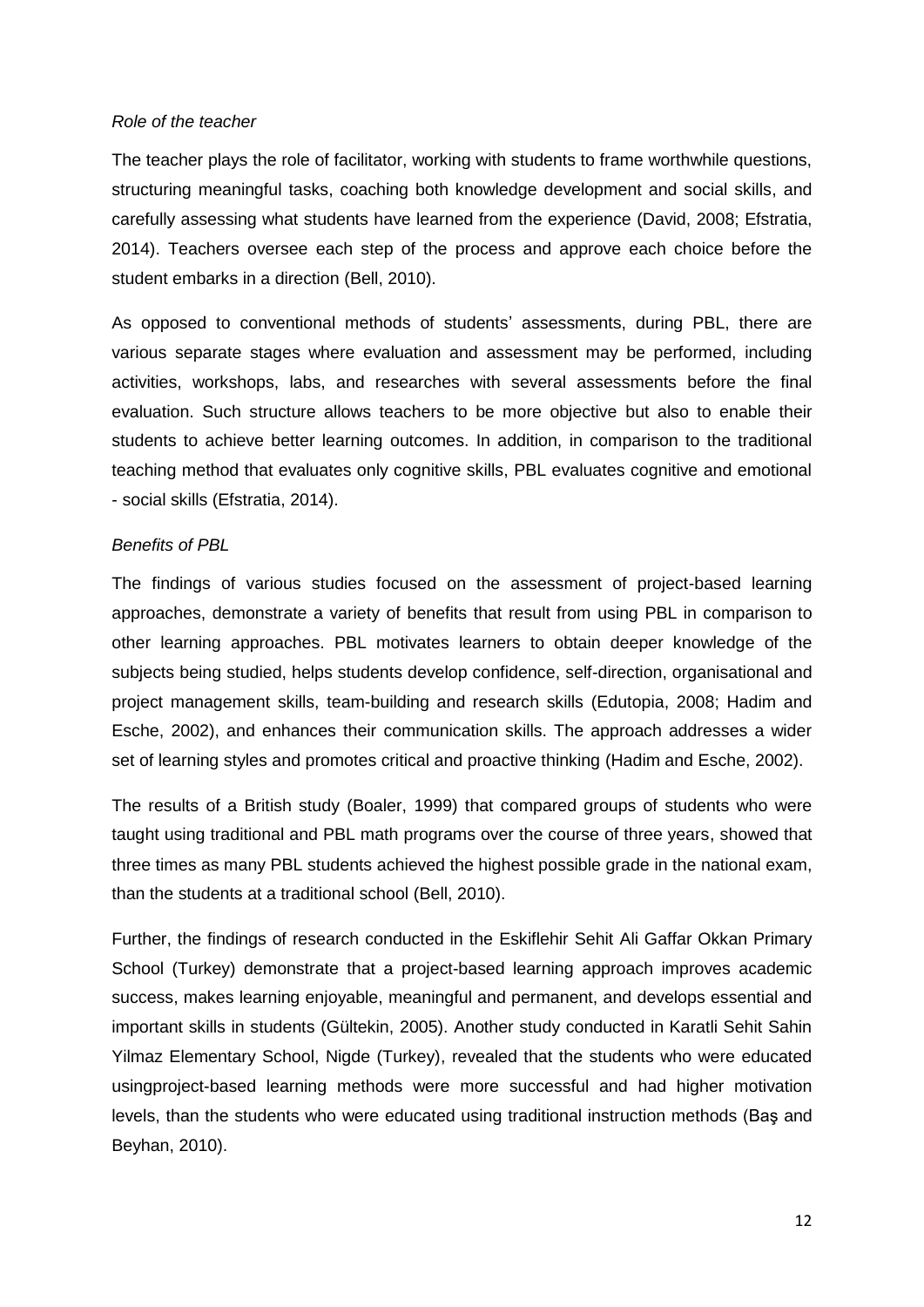*Role of the teacher*

The teacher plays the role of facilitator, working with students to frame worthwhile questions, structuring meaningful tasks, coaching both knowledge development and social skills, and carefully assessing what students have learned from the experience (David, 2008; Efstratia, 2014). Teachers oversee each step of the process and approve each choice before the student embarks in a direction (Bell, 2010).

As opposed to conventional methods of students' assessments, during PBL, there are various separate stages where evaluation and assessment may be performed, including activities, workshops, labs, and researches with several assessments before the final evaluation. Such structure allows teachers to be more objective but also to enable their students to achieve better learning outcomes. In addition, in comparison to the traditional teaching method that evaluates only cognitive skills, PBL evaluates cognitive and emotional - social skills (Efstratia, 2014).

*Benefits of PBL*

The findings of various studies focused on the assessment of project-based learning approaches, demonstrate a variety of benefits that result from using PBL in comparison to other learning approaches. PBL motivates learners to obtain deeper knowledge of the subjects being studied, helps students develop confidence, self-direction, organisational and project management skills, team-building and research skills (Edutopia, 2008; Hadim and Esche, 2002), and enhances their communication skills. The approach addresses a wider set of learning styles and promotes critical and proactive thinking (Hadim and Esche, 2002).

The results of a British study (Boaler, 1999) that compared groups of students who were taught using traditional and PBL math programs over the course of three years, showed that three times as many PBL students achieved the highest possible grade in the national exam, than the students at a traditional school (Bell, 2010).

Further, the findings of research conducted in the Eskiflehir Sehit Ali Gaffar Okkan Primary School (Turkey) demonstrate that a project-based learning approach improves academic success, makes learning enjoyable, meaningful and permanent, and develops essential and important skills in students (Gültekin, 2005). Another study conducted in Karatli Sehit Sahin Yilmaz Elementary School, Nigde (Turkey), revealed that the students who were educated usingproject-based learning methods were more successful and had higher motivation levels, than the students who were educated using traditional instruction methods (Baş and Beyhan, 2010).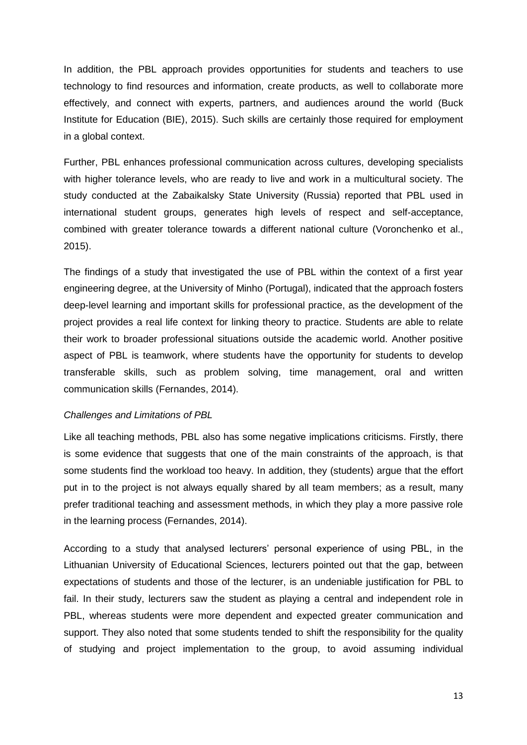In addition, the PBL approach provides opportunities for students and teachers to use technology to find resources and information, create products, as well to collaborate more effectively, and connect with experts, partners, and audiences around the world (Buck Institute for Education (BIE), 2015). Such skills are certainly those required for employment in a global context.

Further, PBL enhances professional communication across cultures, developing specialists with higher tolerance levels, who are ready to live and work in a multicultural society. The study conducted at the Zabaikalsky State University (Russia) reported that PBL used in international student groups, generates high levels of respect and self-acceptance, combined with greater tolerance towards a different national culture (Voronchenko et al., 2015).

The findings of a study that investigated the use of PBL within the context of a first year engineering degree, at the University of Minho (Portugal), indicated that the approach fosters deep-level learning and important skills for professional practice, as the development of the project provides a real life context for linking theory to practice. Students are able to relate their work to broader professional situations outside the academic world. Another positive aspect of PBL is teamwork, where students have the opportunity for students to develop transferable skills, such as problem solving, time management, oral and written communication skills (Fernandes, 2014).

*Challenges and Limitations of PBL*

Like all teaching methods, PBL also has some negative implications criticisms. Firstly, there is some evidence that suggests that one of the main constraints of the approach, is that some students find the workload too heavy. In addition, they (students) argue that the effort put in to the project is not always equally shared by all team members; as a result, many prefer traditional teaching and assessment methods, in which they play a more passive role in the learning process (Fernandes, 2014).

According to a study that analysed lecturers' personal experience of using PBL, in the Lithuanian University of Educational Sciences, lecturers pointed out that the gap, between expectations of students and those of the lecturer, is an undeniable justification for PBL to fail. In their study, lecturers saw the student as playing a central and independent role in PBL, whereas students were more dependent and expected greater communication and support. They also noted that some students tended to shift the responsibility for the quality of studying and project implementation to the group, to avoid assuming individual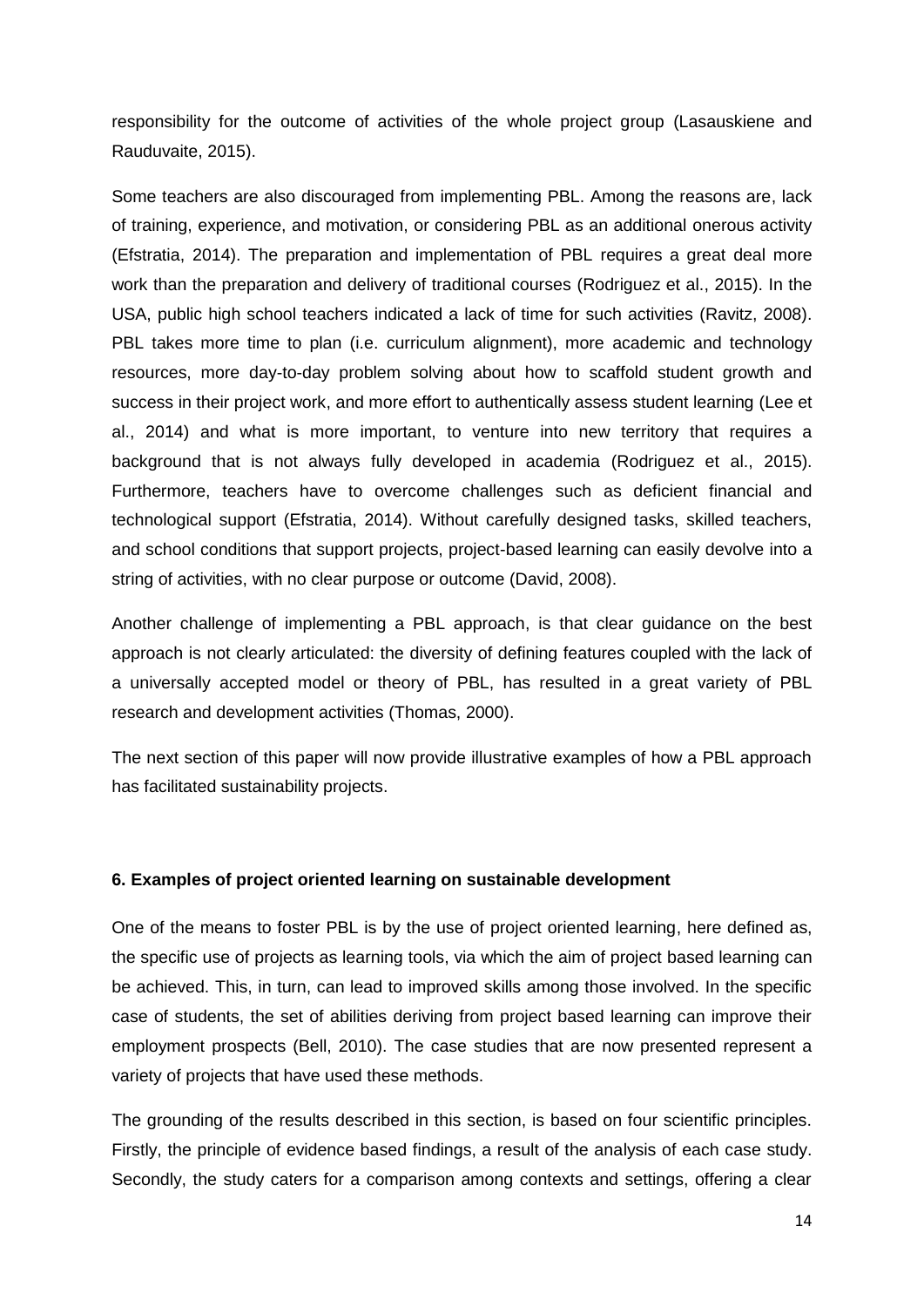responsibility for the outcome of activities of the whole project group (Lasauskiene and Rauduvaite, 2015).

Some teachers are also discouraged from implementing PBL. Among the reasons are, lack of training, experience, and motivation, or considering PBL as an additional onerous activity (Efstratia, 2014). The preparation and implementation of PBL requires a great deal more work than the preparation and delivery of traditional courses (Rodriguez et al., 2015). In the USA, public high school teachers indicated a lack of time for such activities (Ravitz, 2008). PBL takes more time to plan (i.e. curriculum alignment), more academic and technology resources, more day-to-day problem solving about how to scaffold student growth and success in their project work, and more effort to authentically assess student learning (Lee et al., 2014) and what is more important, to venture into new territory that requires a background that is not always fully developed in academia (Rodriguez et al., 2015). Furthermore, teachers have to overcome challenges such as deficient financial and technological support (Efstratia, 2014). Without carefully designed tasks, skilled teachers, and school conditions that support projects, project-based learning can easily devolve into a string of activities, with no clear purpose or outcome (David, 2008).

Another challenge of implementing a PBL approach, is that clear guidance on the best approach is not clearly articulated: the diversity of defining features coupled with the lack of a universally accepted model or theory of PBL, has resulted in a great variety of PBL research and development activities (Thomas, 2000).

The next section of this paper will now provide illustrative examples of how a PBL approach has facilitated sustainability projects.

## 6. Examples of project oriented learning on sustainable development

One of the means to foster PBL is by the use of project oriented learning, here defined as, the specific use of projects as learning tools, via which the aim of project based learning can be achieved. This, in turn, can lead to improved skills among those involved. In the specific case of students, the set of abilities deriving from project based learning can improve their employment prospects (Bell, 2010). The case studies that are now presented represent a variety of projects that have used these methods.

The grounding of the results described in this section, is based on four scientific principles. Firstly, the principle of evidence based findings, a result of the analysis of each case study. Secondly, the study caters for a comparison among contexts and settings, offering a clear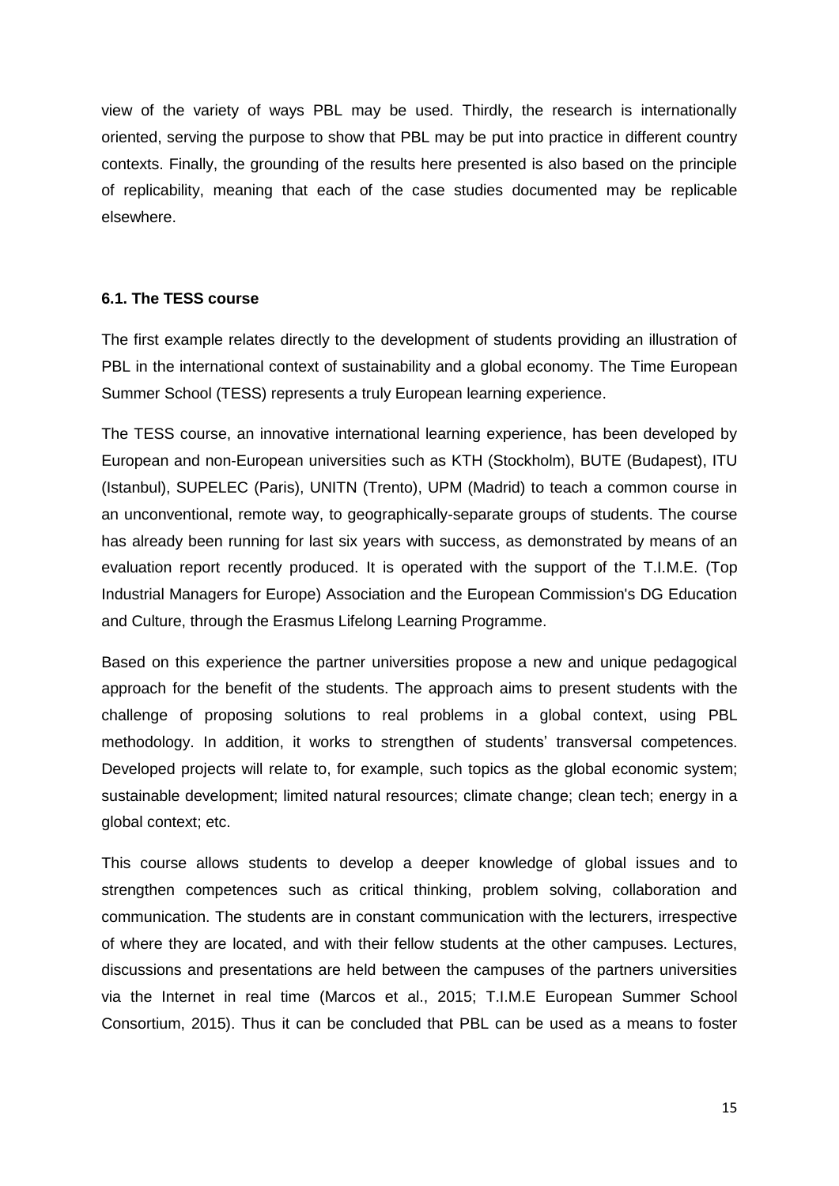view of the variety of ways PBL may be used. Thirdly, the research is internationally oriented, serving the purpose to show that PBL may be put into practice in different country contexts. Finally, the grounding of the results here presented is also based on the principle of replicability, meaning that each of the case studies documented may be replicable elsewhere.

### 6.1. The TESS course

The first example relates directly to the development of students providing an illustration of PBL in the international context of sustainability and a global economy. The Time European Summer School (TESS) represents a truly European learning experience.

The TESS course, an innovative international learning experience, has been developed by European and non-European universities such as KTH (Stockholm), BUTE (Budapest), ITU (Istanbul), SUPELEC (Paris), UNITN (Trento), UPM (Madrid) to teach a common course in an unconventional, remote way, to geographically-separate groups of students. The course has already been running for last six years with success, as demonstrated by means of an evaluation report recently produced. It is operated with the support of the T.I.M.E. (Top Industrial Managers for Europe) Association and the European Commission's DG Education and Culture, through the Erasmus Lifelong Learning Programme.

Based on this experience the partner universities propose a new and unique pedagogical approach for the benefit of the students. The approach aims to present students with the challenge of proposing solutions to real problems in a global context, using PBL methodology. In addition, it works to strengthen of students' transversal competences. Developed projects will relate to, for example, such topics as the global economic system; sustainable development; limited natural resources; climate change; clean tech; energy in a global context; etc.

This course allows students to develop a deeper knowledge of global issues and to strengthen competences such as critical thinking, problem solving, collaboration and communication. The students are in constant communication with the lecturers, irrespective of where they are located, and with their fellow students at the other campuses. Lectures, discussions and presentations are held between the campuses of the partners universities via the Internet in real time (Marcos et al., 2015; T.I.M.E European Summer School Consortium, 2015). Thus it can be concluded that PBL can be used as a means to foster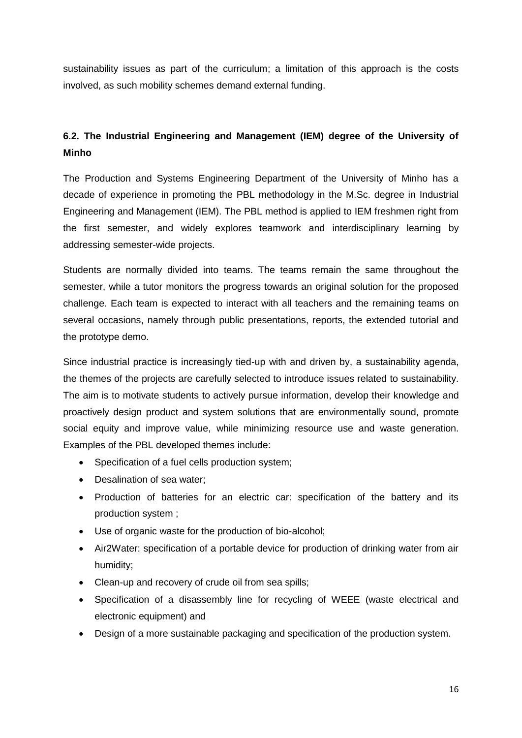sustainability issues as part of the curriculum; a limitation of this approach is the costs involved, as such mobility schemes demand external funding.

### 6.2. The Industrial Engineering and Management (IEM) degree of the University of Minho

The Production and Systems Engineering Department of the University of Minho has a decade of experience in promoting the PBL methodology in the M.Sc. degree in Industrial Engineering and Management (IEM). The PBL method is applied to IEM freshmen right from the first semester, and widely explores teamwork and interdisciplinary learning by addressing semester-wide projects.

Students are normally divided into teams. The teams remain the same throughout the semester, while a tutor monitors the progress towards an original solution for the proposed challenge. Each team is expected to interact with all teachers and the remaining teams on several occasions, namely through public presentations, reports, the extended tutorial and the prototype demo.

Since industrial practice is increasingly tied-up with and driven by, a sustainability agenda, the themes of the projects are carefully selected to introduce issues related to sustainability. The aim is to motivate students to actively pursue information, develop their knowledge and proactively design product and system solutions that are environmentally sound, promote social equity and improve value, while minimizing resource use and waste generation. Examples of the PBL developed themes include:

- Specification of a fuel cells production system;
- Desalination of sea water;
- Production of batteries for an electric car: specification of the battery and its production system ;
- Use of organic waste for the production of bio-alcohol;
- Air2Water: specification of a portable device for production of drinking water from air humidity;
- Clean-up and recovery of crude oil from sea spills;
- Specification of a disassembly line for recycling of WEEE (waste electrical and electronic equipment) and
- Design of a more sustainable packaging and specification of the production system.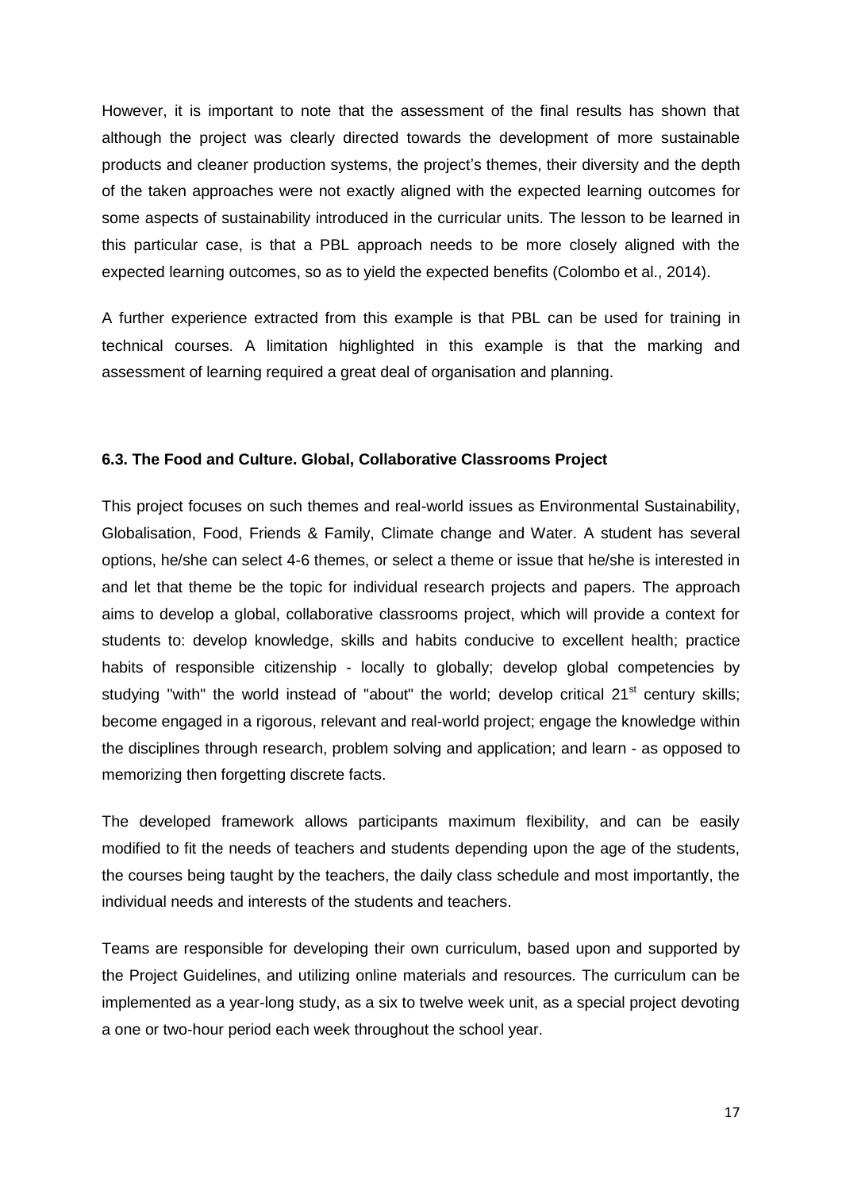However, it is important to note that the assessment of the final results has shown that although the project was clearly directed towards the development of more sustainable products and cleaner production systems, the project's themes, their diversity and the depth of the taken approaches were not exactly aligned with the expected learning outcomes for some aspects of sustainability introduced in the curricular units. The lesson to be learned in this particular case, is that a PBL approach needs to be more closely aligned with the expected learning outcomes, so as to yield the expected benefits (Colombo et al., 2014).

A further experience extracted from this example is that PBL can be used for training in technical courses. A limitation highlighted in this example is that the marking and assessment of learning required a great deal of organisation and planning.

### 6.3. The Food and Culture. Global, Collaborative Classrooms Project

This project focuses on such themes and real-world issues as Environmental Sustainability, Globalisation, Food, Friends & Family, Climate change and Water. A student has several options, he/she can select 4-6 themes, or select a theme or issue that he/she is interested in and let that theme be the topic for individual research projects and papers. The approach aims to develop a global, collaborative classrooms project, which will provide a context for students to: develop knowledge, skills and habits conducive to excellent health; practice habits of responsible citizenship - locally to globally; develop global competencies by studying "with" the world instead of "about" the world; develop critical 21st century skills; become engaged in a rigorous, relevant and real-world project; engage the knowledge within the disciplines through research, problem solving and application; and learn - as opposed to memorizing then forgetting discrete facts.

The developed framework allows participants maximum flexibility, and can be easily modified to fit the needs of teachers and students depending upon the age of the students, the courses being taught by the teachers, the daily class schedule and most importantly, the individual needs and interests of the students and teachers.

Teams are responsible for developing their own curriculum, based upon and supported by the Project Guidelines, and utilizing online materials and resources. The curriculum can be implemented as a year-long study, as a six to twelve week unit, as a special project devoting a one or two-hour period each week throughout the school year.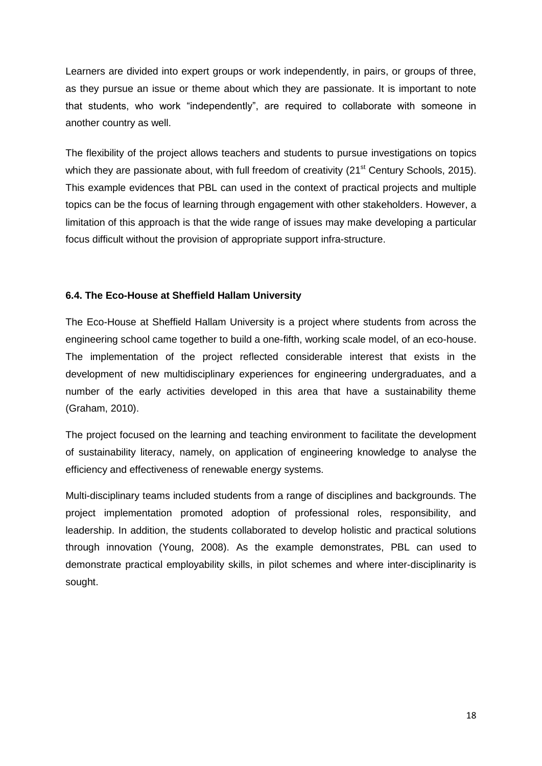Learners are divided into expert groups or work independently, in pairs, or groups of three, as they pursue an issue or theme about which they are passionate. It is important to note that students, who work "independently", are required to collaborate with someone in another country as well.

The flexibility of the project allows teachers and students to pursue investigations on topics which they are passionate about, with full freedom of creativity (21st Century Schools, 2015). This example evidences that PBL can used in the context of practical projects and multiple topics can be the focus of learning through engagement with other stakeholders. However, a limitation of this approach is that the wide range of issues may make developing a particular focus difficult without the provision of appropriate support infra-structure.

#### 6.4. The Eco-House at Sheffield Hallam University

The Eco-House at Sheffield Hallam University is a project where students from across the engineering school came together to build a one-fifth, working scale model, of an eco-house. The implementation of the project reflected considerable interest that exists in the development of new multidisciplinary experiences for engineering undergraduates, and a number of the early activities developed in this area that have a sustainability theme (Graham, 2010).

The project focused on the learning and teaching environment to facilitate the development of sustainability literacy, namely, on application of engineering knowledge to analyse the efficiency and effectiveness of renewable energy systems.

Multi-disciplinary teams included students from a range of disciplines and backgrounds. The project implementation promoted adoption of professional roles, responsibility, and leadership. In addition, the students collaborated to develop holistic and practical solutions through innovation (Young, 2008). As the example demonstrates, PBL can used to demonstrate practical employability skills, in pilot schemes and where inter-disciplinarity is sought.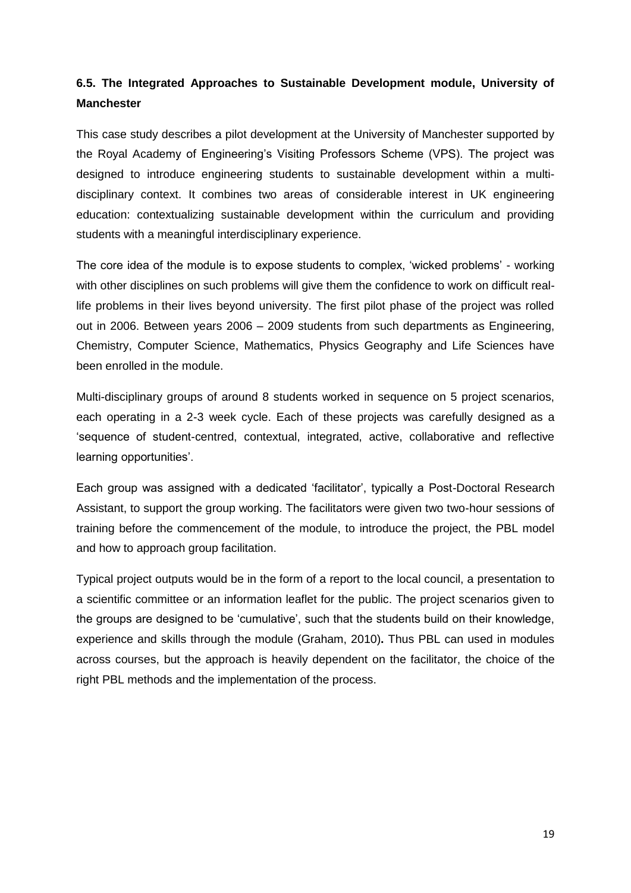### 6.5. The Integrated Approaches to Sustainable Development module, University of Manchester

This case study describes a pilot development at the University of Manchester supported by the Royal Academy of Engineering's Visiting Professors Scheme (VPS). The project was designed to introduce engineering students to sustainable development within a multi-disciplinary context. It combines two areas of considerable interest in UK engineering education: contextualizing sustainable development within the curriculum and providing students with a meaningful interdisciplinary experience.

The core idea of the module is to expose students to complex, 'wicked problems' - working with other disciplines on such problems will give them the confidence to work on difficult real-life problems in their lives beyond university. The first pilot phase of the project was rolled out in 2006. Between years 2006 – 2009 students from such departments as Engineering, Chemistry, Computer Science, Mathematics, Physics Geography and Life Sciences have been enrolled in the module.

Multi-disciplinary groups of around 8 students worked in sequence on 5 project scenarios, each operating in a 2-3 week cycle. Each of these projects was carefully designed as a 'sequence of student-centred, contextual, integrated, active, collaborative and reflective learning opportunities'.

Each group was assigned with a dedicated 'facilitator', typically a Post-Doctoral Research Assistant, to support the group working. The facilitators were given two two-hour sessions of training before the commencement of the module, to introduce the project, the PBL model and how to approach group facilitation.

Typical project outputs would be in the form of a report to the local council, a presentation to a scientific committee or an information leaflet for the public. The project scenarios given to the groups are designed to be 'cumulative', such that the students build on their knowledge, experience and skills through the module (Graham, 2010)**.** Thus PBL can used in modules across courses, but the approach is heavily dependent on the facilitator, the choice of the right PBL methods and the implementation of the process.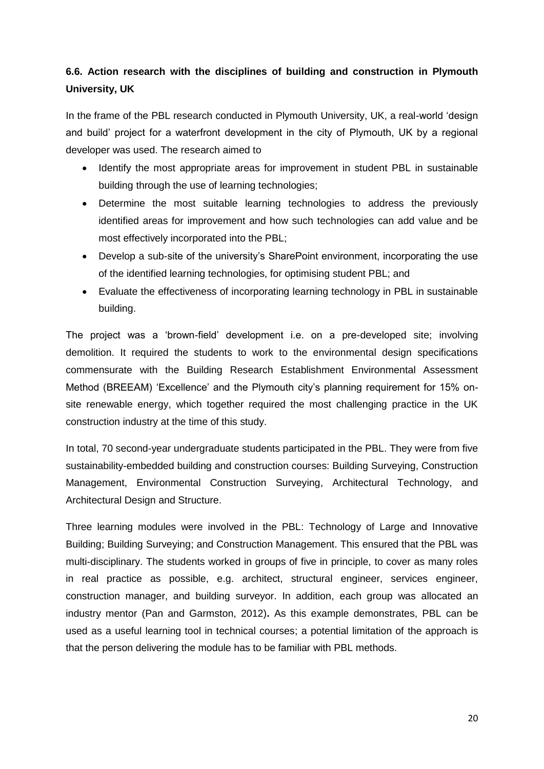### 6.6. Action research with the disciplines of building and construction in Plymouth University, UK

In the frame of the PBL research conducted in Plymouth University, UK, a real-world 'design and build' project for a waterfront development in the city of Plymouth, UK by a regional developer was used. The research aimed to

- Identify the most appropriate areas for improvement in student PBL in sustainable building through the use of learning technologies;
- Determine the most suitable learning technologies to address the previously identified areas for improvement and how such technologies can add value and be most effectively incorporated into the PBL;
- Develop a sub-site of the university's SharePoint environment, incorporating the use of the identified learning technologies, for optimising student PBL; and
- Evaluate the effectiveness of incorporating learning technology in PBL in sustainable building.

The project was a 'brown-field' development i.e. on a pre-developed site; involving demolition. It required the students to work to the environmental design specifications commensurate with the Building Research Establishment Environmental Assessment Method (BREEAM) 'Excellence' and the Plymouth city's planning requirement for 15% on-site renewable energy, which together required the most challenging practice in the UK construction industry at the time of this study.

In total, 70 second-year undergraduate students participated in the PBL. They were from five sustainability-embedded building and construction courses: Building Surveying, Construction Management, Environmental Construction Surveying, Architectural Technology, and Architectural Design and Structure.

Three learning modules were involved in the PBL: Technology of Large and Innovative Building; Building Surveying; and Construction Management. This ensured that the PBL was multi-disciplinary. The students worked in groups of five in principle, to cover as many roles in real practice as possible, e.g. architect, structural engineer, services engineer, construction manager, and building surveyor. In addition, each group was allocated an industry mentor (Pan and Garmston, 2012). As this example demonstrates, PBL can be used as a useful learning tool in technical courses; a potential limitation of the approach is that the person delivering the module has to be familiar with PBL methods.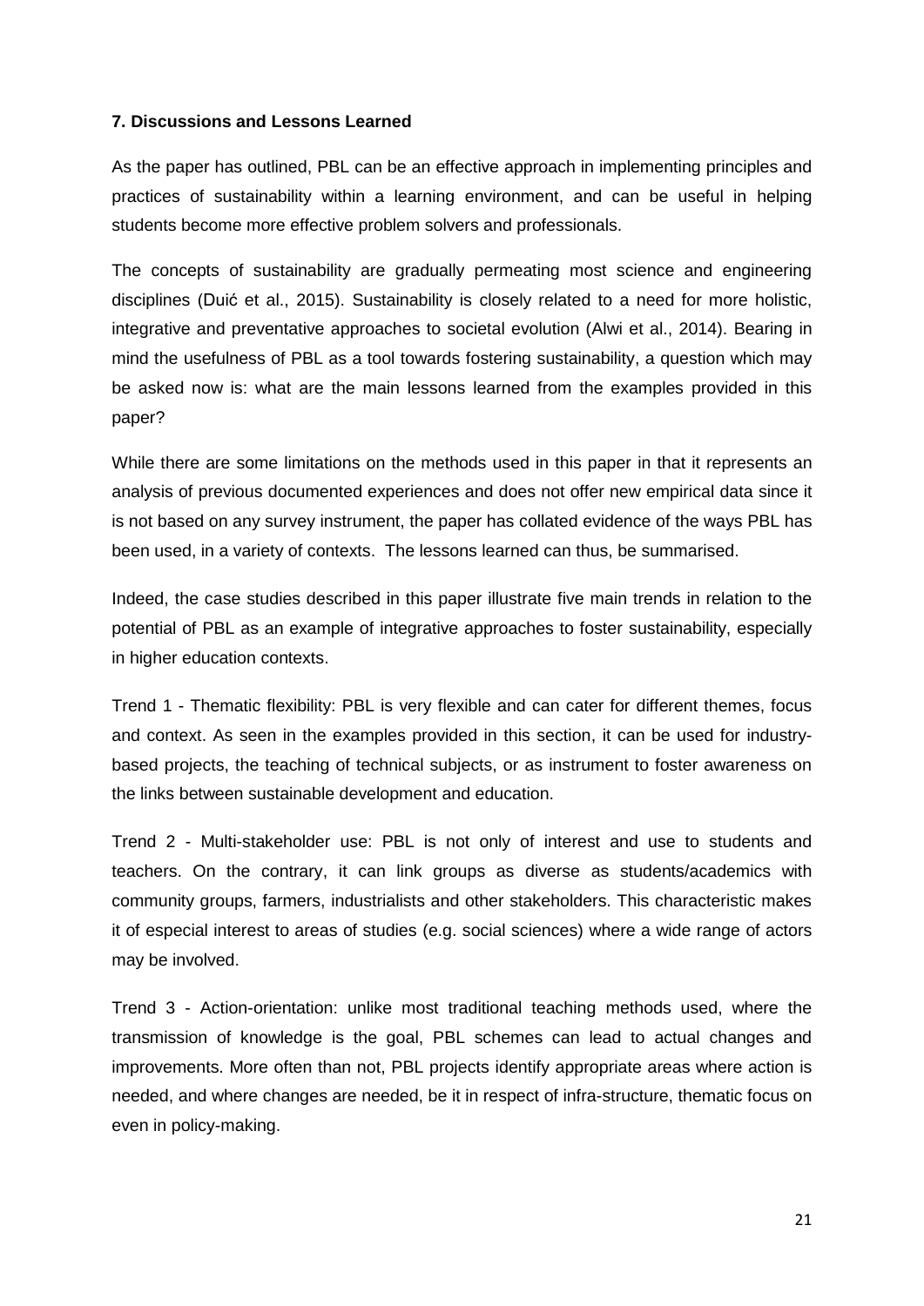**7. Discussions and Lessons Learned**

As the paper has outlined, PBL can be an effective approach in implementing principles and practices of sustainability within a learning environment, and can be useful in helping students become more effective problem solvers and professionals.

The concepts of sustainability are gradually permeating most science and engineering disciplines (Duić et al., 2015). Sustainability is closely related to a need for more holistic, integrative and preventative approaches to societal evolution (Alwi et al., 2014). Bearing in mind the usefulness of PBL as a tool towards fostering sustainability, a question which may be asked now is: what are the main lessons learned from the examples provided in this paper?

While there are some limitations on the methods used in this paper in that it represents an analysis of previous documented experiences and does not offer new empirical data since it is not based on any survey instrument, the paper has collated evidence of the ways PBL has been used, in a variety of contexts. The lessons learned can thus, be summarised.

Indeed, the case studies described in this paper illustrate five main trends in relation to the potential of PBL as an example of integrative approaches to foster sustainability, especially in higher education contexts.

Trend 1 - Thematic flexibility: PBL is very flexible and can cater for different themes, focus and context. As seen in the examples provided in this section, it can be used for industry-based projects, the teaching of technical subjects, or as instrument to foster awareness on the links between sustainable development and education.

Trend 2 - Multi-stakeholder use: PBL is not only of interest and use to students and teachers. On the contrary, it can link groups as diverse as students/academics with community groups, farmers, industrialists and other stakeholders. This characteristic makes it of especial interest to areas of studies (e.g. social sciences) where a wide range of actors may be involved.

Trend 3 - Action-orientation: unlike most traditional teaching methods used, where the transmission of knowledge is the goal, PBL schemes can lead to actual changes and improvements. More often than not, PBL projects identify appropriate areas where action is needed, and where changes are needed, be it in respect of infra-structure, thematic focus on even in policy-making.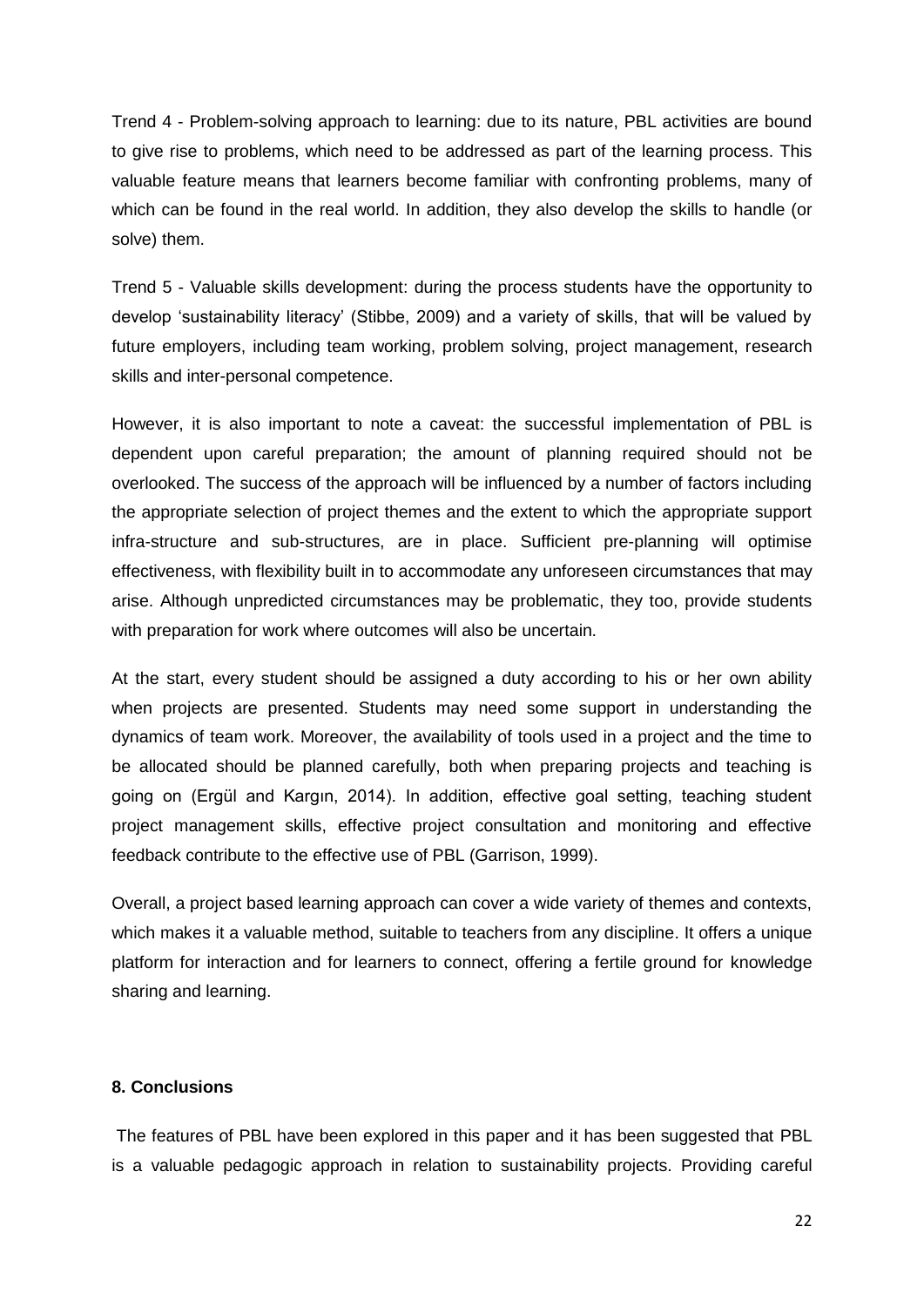Trend 4 - Problem-solving approach to learning: due to its nature, PBL activities are bound to give rise to problems, which need to be addressed as part of the learning process. This valuable feature means that learners become familiar with confronting problems, many of which can be found in the real world. In addition, they also develop the skills to handle (or solve) them.

Trend 5 - Valuable skills development: during the process students have the opportunity to develop 'sustainability literacy' (Stibbe, 2009) and a variety of skills, that will be valued by future employers, including team working, problem solving, project management, research skills and inter-personal competence.

However, it is also important to note a caveat: the successful implementation of PBL is dependent upon careful preparation; the amount of planning required should not be overlooked. The success of the approach will be influenced by a number of factors including the appropriate selection of project themes and the extent to which the appropriate support infra-structure and sub-structures, are in place. Sufficient pre-planning will optimise effectiveness, with flexibility built in to accommodate any unforeseen circumstances that may arise. Although unpredicted circumstances may be problematic, they too, provide students with preparation for work where outcomes will also be uncertain.

At the start, every student should be assigned a duty according to his or her own ability when projects are presented. Students may need some support in understanding the dynamics of team work. Moreover, the availability of tools used in a project and the time to be allocated should be planned carefully, both when preparing projects and teaching is going on (Ergül and Kargın, 2014). In addition, effective goal setting, teaching student project management skills, effective project consultation and monitoring and effective feedback contribute to the effective use of PBL (Garrison, 1999).

Overall, a project based learning approach can cover a wide variety of themes and contexts, which makes it a valuable method, suitable to teachers from any discipline. It offers a unique platform for interaction and for learners to connect, offering a fertile ground for knowledge sharing and learning.

## 8. Conclusions

The features of PBL have been explored in this paper and it has been suggested that PBL is a valuable pedagogic approach in relation to sustainability projects. Providing careful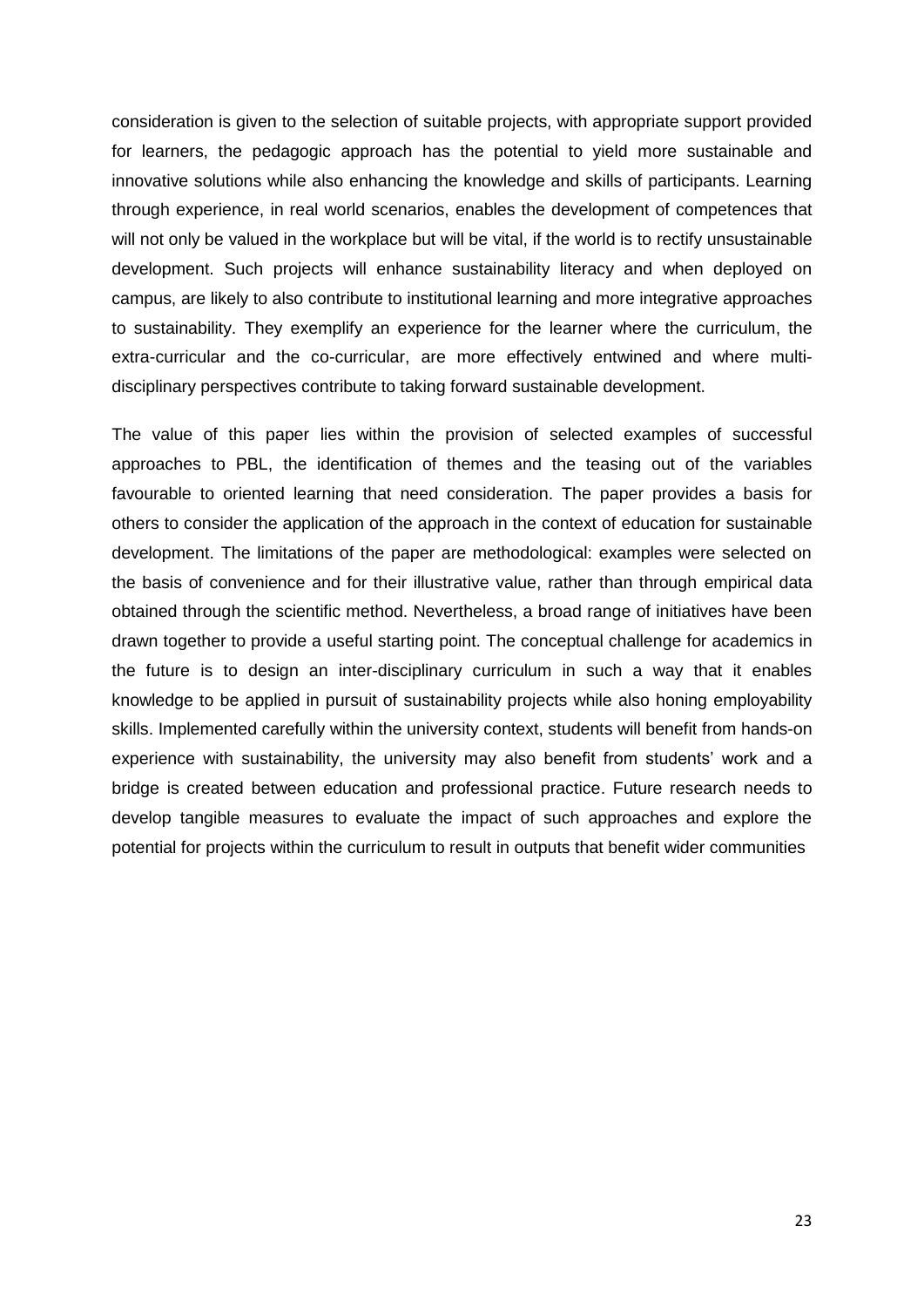consideration is given to the selection of suitable projects, with appropriate support provided for learners, the pedagogic approach has the potential to yield more sustainable and innovative solutions while also enhancing the knowledge and skills of participants. Learning through experience, in real world scenarios, enables the development of competences that will not only be valued in the workplace but will be vital, if the world is to rectify unsustainable development. Such projects will enhance sustainability literacy and when deployed on campus, are likely to also contribute to institutional learning and more integrative approaches to sustainability. They exemplify an experience for the learner where the curriculum, the extra-curricular and the co-curricular, are more effectively entwined and where multi-disciplinary perspectives contribute to taking forward sustainable development.

The value of this paper lies within the provision of selected examples of successful approaches to PBL, the identification of themes and the teasing out of the variables favourable to oriented learning that need consideration. The paper provides a basis for others to consider the application of the approach in the context of education for sustainable development. The limitations of the paper are methodological: examples were selected on the basis of convenience and for their illustrative value, rather than through empirical data obtained through the scientific method. Nevertheless, a broad range of initiatives have been drawn together to provide a useful starting point. The conceptual challenge for academics in the future is to design an inter-disciplinary curriculum in such a way that it enables knowledge to be applied in pursuit of sustainability projects while also honing employability skills. Implemented carefully within the university context, students will benefit from hands-on experience with sustainability, the university may also benefit from students' work and a bridge is created between education and professional practice. Future research needs to develop tangible measures to evaluate the impact of such approaches and explore the potential for projects within the curriculum to result in outputs that benefit wider communities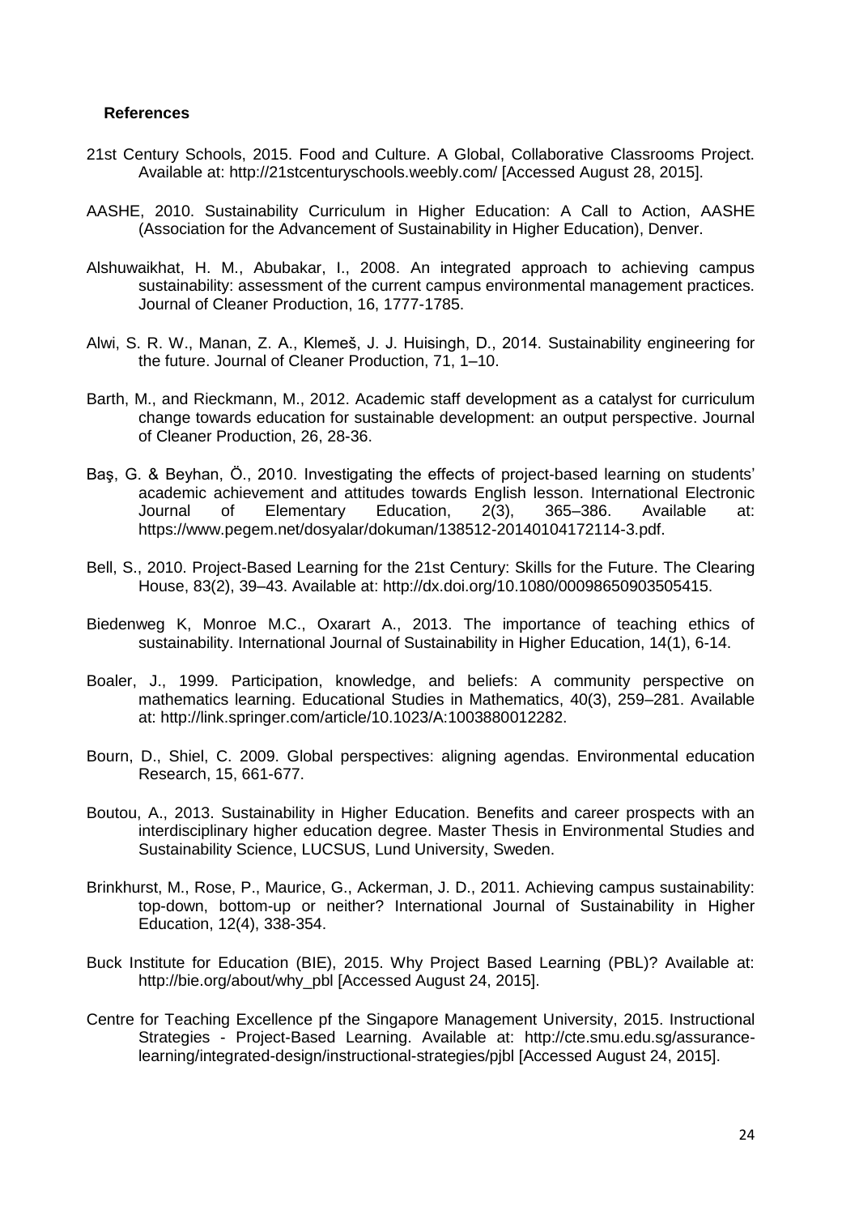**References**

21st Century Schools, 2015. Food and Culture. A Global, Collaborative Classrooms Project. Available at: http://21stcenturyschools.weebly.com/ [Accessed August 28, 2015].

AASHE, 2010. Sustainability Curriculum in Higher Education: A Call to Action, AASHE (Association for the Advancement of Sustainability in Higher Education), Denver.

Alshuwaikhat, H. M., Abubakar, I., 2008. An integrated approach to achieving campus sustainability: assessment of the current campus environmental management practices. Journal of Cleaner Production, 16, 1777-1785.

Alwi, S. R. W., Manan, Z. A., Klemeš, J. J. Huisingh, D., 2014. Sustainability engineering for the future. Journal of Cleaner Production, 71, 1–10.

Barth, M., and Rieckmann, M., 2012. Academic staff development as a catalyst for curriculum change towards education for sustainable development: an output perspective. Journal of Cleaner Production, 26, 28-36.

Baş, G. & Beyhan, Ö., 2010. Investigating the effects of project-based learning on students' academic achievement and attitudes towards English lesson. International Electronic Journal of Elementary Education, 2(3), 365–386. Available at: https://www.pegem.net/dosyalar/dokuman/138512-20140104172114-3.pdf.

Bell, S., 2010. Project-Based Learning for the 21st Century: Skills for the Future. The Clearing House, 83(2), 39–43. Available at: http://dx.doi.org/10.1080/00098650903505415.

Biedenweg K, Monroe M.C., Oxarart A., 2013. The importance of teaching ethics of sustainability. International Journal of Sustainability in Higher Education, 14(1), 6-14.

Boaler, J., 1999. Participation, knowledge, and beliefs: A community perspective on mathematics learning. Educational Studies in Mathematics, 40(3), 259–281. Available at: http://link.springer.com/article/10.1023/A:1003880012282.

Bourn, D., Shiel, C. 2009. Global perspectives: aligning agendas. Environmental education Research, 15, 661-677.

Boutou, A., 2013. Sustainability in Higher Education. Benefits and career prospects with an interdisciplinary higher education degree. Master Thesis in Environmental Studies and Sustainability Science, LUCSUS, Lund University, Sweden.

Brinkhurst, M., Rose, P., Maurice, G., Ackerman, J. D., 2011. Achieving campus sustainability: top-down, bottom-up or neither? International Journal of Sustainability in Higher Education, 12(4), 338-354.

Buck Institute for Education (BIE), 2015. Why Project Based Learning (PBL)? Available at: http://bie.org/about/why_pbl [Accessed August 24, 2015].

Centre for Teaching Excellence pf the Singapore Management University, 2015. Instructional Strategies - Project-Based Learning. Available at: http://cte.smu.edu.sg/assurance-learning/integrated-design/instructional-strategies/pjbl [Accessed August 24, 2015].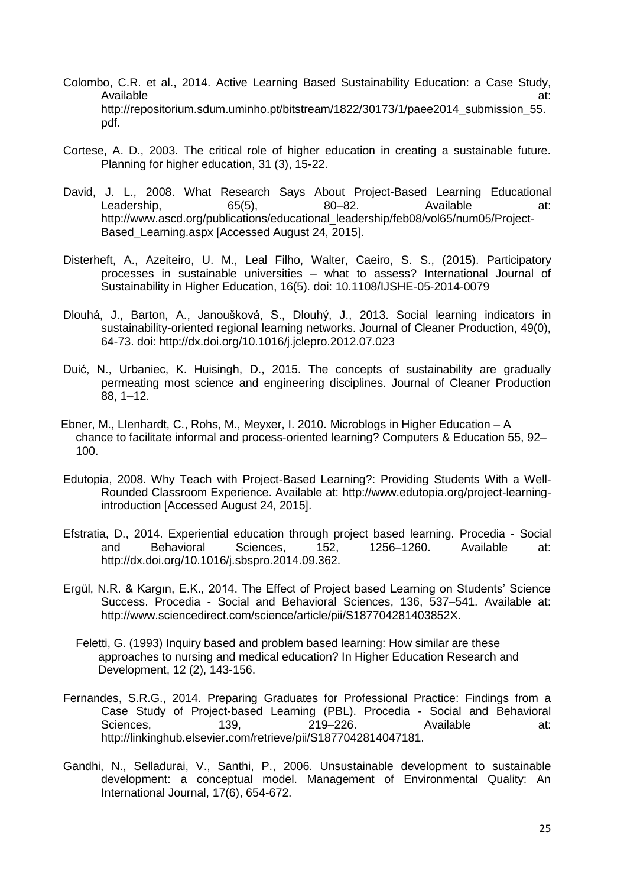Colombo, C.R. et al., 2014. Active Learning Based Sustainability Education: a Case Study, Available at: http://repositorium.sdum.uminho.pt/bitstream/1822/30173/1/paee2014_submission_55.pdf.

Cortese, A. D., 2003. The critical role of higher education in creating a sustainable future. Planning for higher education, 31 (3), 15-22.

David, J. L., 2008. What Research Says About Project-Based Learning Educational Leadership, 65(5), 80–82. Available at: http://www.ascd.org/publications/educational_leadership/feb08/vol65/num05/Project-Based_Learning.aspx [Accessed August 24, 2015].

Disterheft, A., Azeiteiro, U. M., Leal Filho, Walter, Caeiro, S. S., (2015). Participatory processes in sustainable universities – what to assess? International Journal of Sustainability in Higher Education, 16(5). doi: 10.1108/IJSHE-05-2014-0079

Dlouhá, J., Barton, A., Janoušková, S., Dlouhý, J., 2013. Social learning indicators in sustainability-oriented regional learning networks. Journal of Cleaner Production, 49(0), 64-73. doi: http://dx.doi.org/10.1016/j.jclepro.2012.07.023

Duić, N., Urbaniec, K. Huisingh, D., 2015. The concepts of sustainability are gradually permeating most science and engineering disciplines. Journal of Cleaner Production 88, 1–12.

Ebner, M., LIenhardt, C., Rohs, M., Meyxer, I. 2010. Microblogs in Higher Education – A chance to facilitate informal and process-oriented learning? Computers & Education 55, 92–100.

Edutopia, 2008. Why Teach with Project-Based Learning?: Providing Students With a Well-Rounded Classroom Experience. Available at: http://www.edutopia.org/project-learning-introduction [Accessed August 24, 2015].

Efstratia, D., 2014. Experiential education through project based learning. Procedia - Social and Behavioral Sciences, 152, 1256–1260. Available at: http://dx.doi.org/10.1016/j.sbspro.2014.09.362.

Ergül, N.R. & Kargın, E.K., 2014. The Effect of Project based Learning on Students' Science Success. Procedia - Social and Behavioral Sciences, 136, 537–541. Available at: http://www.sciencedirect.com/science/article/pii/S187704281403852X.

Feletti, G. (1993) Inquiry based and problem based learning: How similar are these approaches to nursing and medical education? In Higher Education Research and Development, 12 (2), 143-156.

Fernandes, S.R.G., 2014. Preparing Graduates for Professional Practice: Findings from a Case Study of Project-based Learning (PBL). Procedia - Social and Behavioral Sciences, 139, 219–226. Available at: http://linkinghub.elsevier.com/retrieve/pii/S1877042814047181.

Gandhi, N., Selladurai, V., Santhi, P., 2006. Unsustainable development to sustainable development: a conceptual model. Management of Environmental Quality: An International Journal, 17(6), 654-672.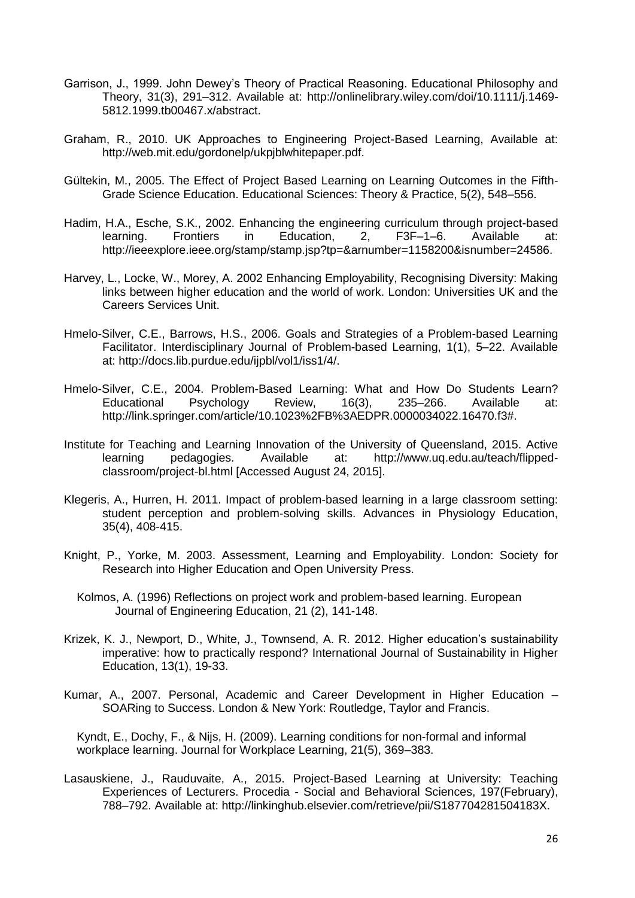Garrison, J., 1999. John Dewey's Theory of Practical Reasoning. Educational Philosophy and Theory, 31(3), 291–312. Available at: http://onlinelibrary.wiley.com/doi/10.1111/j.1469-5812.1999.tb00467.x/abstract.

Graham, R., 2010. UK Approaches to Engineering Project-Based Learning, Available at: http://web.mit.edu/gordonelp/ukpjblwhitepaper.pdf.

Gültekin, M., 2005. The Effect of Project Based Learning on Learning Outcomes in the Fifth-Grade Science Education. Educational Sciences: Theory & Practice, 5(2), 548–556.

Hadim, H.A., Esche, S.K., 2002. Enhancing the engineering curriculum through project-based learning. Frontiers in Education, 2, F3F–1–6. Available at: http://ieeexplore.ieee.org/stamp/stamp.jsp?tp=&arnumber=1158200&isnumber=24586.

Harvey, L., Locke, W., Morey, A. 2002 Enhancing Employability, Recognising Diversity: Making links between higher education and the world of work. London: Universities UK and the Careers Services Unit.

Hmelo-Silver, C.E., Barrows, H.S., 2006. Goals and Strategies of a Problem-based Learning Facilitator. Interdisciplinary Journal of Problem-based Learning, 1(1), 5–22. Available at: http://docs.lib.purdue.edu/ijpbl/vol1/iss1/4/.

Hmelo-Silver, C.E., 2004. Problem-Based Learning: What and How Do Students Learn? Educational Psychology Review, 16(3), 235–266. Available at: http://link.springer.com/article/10.1023%2FB%3AEDPR.0000034022.16470.f3#.

Institute for Teaching and Learning Innovation of the University of Queensland, 2015. Active learning pedagogies. Available at: http://www.uq.edu.au/teach/flipped-classroom/project-bl.html [Accessed August 24, 2015].

Klegeris, A., Hurren, H. 2011. Impact of problem-based learning in a large classroom setting: student perception and problem-solving skills. Advances in Physiology Education, 35(4), 408-415.

Knight, P., Yorke, M. 2003. Assessment, Learning and Employability. London: Society for Research into Higher Education and Open University Press.

Kolmos, A. (1996) Reflections on project work and problem-based learning. European Journal of Engineering Education, 21 (2), 141-148.

Krizek, K. J., Newport, D., White, J., Townsend, A. R. 2012. Higher education's sustainability imperative: how to practically respond? International Journal of Sustainability in Higher Education, 13(1), 19-33.

Kumar, A., 2007. Personal, Academic and Career Development in Higher Education – SOARing to Success. London & New York: Routledge, Taylor and Francis.

Kyndt, E., Dochy, F., & Nijs, H. (2009). Learning conditions for non-formal and informal workplace learning. Journal for Workplace Learning, 21(5), 369–383.

Lasauskiene, J., Rauduvaite, A., 2015. Project-Based Learning at University: Teaching Experiences of Lecturers. Procedia - Social and Behavioral Sciences, 197(February), 788–792. Available at: http://linkinghub.elsevier.com/retrieve/pii/S187704281504183X.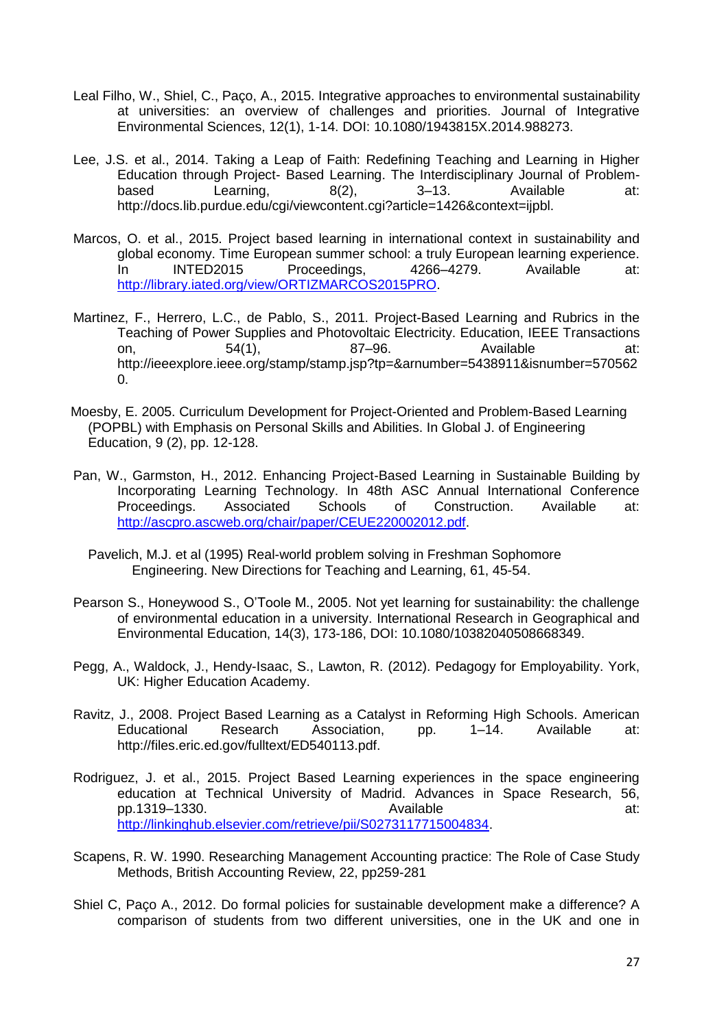Leal Filho, W., Shiel, C., Paço, A., 2015. Integrative approaches to environmental sustainability at universities: an overview of challenges and priorities. Journal of Integrative Environmental Sciences, 12(1), 1-14. DOI: 10.1080/1943815X.2014.988273.

Lee, J.S. et al., 2014. Taking a Leap of Faith: Redefining Teaching and Learning in Higher Education through Project- Based Learning. The Interdisciplinary Journal of Problem-based Learning, 8(2), 3–13. Available at: http://docs.lib.purdue.edu/cgi/viewcontent.cgi?article=1426&context=ijpbl.

Marcos, O. et al., 2015. Project based learning in international context in sustainability and global economy. Time European summer school: a truly European learning experience. In INTED2015 Proceedings, 4266–4279. Available at: http://library.iated.org/view/ORTIZMARCOS2015PRO.

Martinez, F., Herrero, L.C., de Pablo, S., 2011. Project-Based Learning and Rubrics in the Teaching of Power Supplies and Photovoltaic Electricity. Education, IEEE Transactions on, 54(1), 87–96. Available at: http://ieeexplore.ieee.org/stamp/stamp.jsp?tp=&arnumber=5438911&isnumber=5705620.

Moesby, E. 2005. Curriculum Development for Project-Oriented and Problem-Based Learning (POPBL) with Emphasis on Personal Skills and Abilities. In Global J. of Engineering Education, 9 (2), pp. 12-128.

Pan, W., Garmston, H., 2012. Enhancing Project-Based Learning in Sustainable Building by Incorporating Learning Technology. In 48th ASC Annual International Conference Proceedings. Associated Schools of Construction. Available at: http://ascpro.ascweb.org/chair/paper/CEUE220002012.pdf.

Pavelich, M.J. et al (1995) Real-world problem solving in Freshman Sophomore Engineering. New Directions for Teaching and Learning, 61, 45-54.

Pearson S., Honeywood S., O'Toole M., 2005. Not yet learning for sustainability: the challenge of environmental education in a university. International Research in Geographical and Environmental Education, 14(3), 173-186, DOI: 10.1080/10382040508668349.

Pegg, A., Waldock, J., Hendy-Isaac, S., Lawton, R. (2012). Pedagogy for Employability. York, UK: Higher Education Academy.

Ravitz, J., 2008. Project Based Learning as a Catalyst in Reforming High Schools. American Educational Research Association, pp. 1–14. Available at: http://files.eric.ed.gov/fulltext/ED540113.pdf.

Rodriguez, J. et al., 2015. Project Based Learning experiences in the space engineering education at Technical University of Madrid. Advances in Space Research, 56, pp.1319–1330. Available at: http://linkinghub.elsevier.com/retrieve/pii/S0273117715004834.

Scapens, R. W. 1990. Researching Management Accounting practice: The Role of Case Study Methods, British Accounting Review, 22, pp259-281

Shiel C, Paço A., 2012. Do formal policies for sustainable development make a difference? A comparison of students from two different universities, one in the UK and one in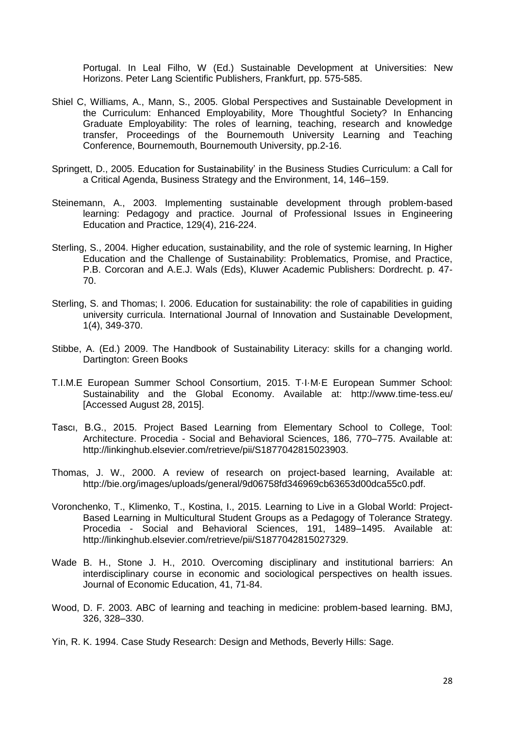Portugal. In Leal Filho, W (Ed.) Sustainable Development at Universities: New Horizons. Peter Lang Scientific Publishers, Frankfurt, pp. 575-585.

Shiel C, Williams, A., Mann, S., 2005. Global Perspectives and Sustainable Development in the Curriculum: Enhanced Employability, More Thoughtful Society? In Enhancing Graduate Employability: The roles of learning, teaching, research and knowledge transfer, Proceedings of the Bournemouth University Learning and Teaching Conference, Bournemouth, Bournemouth University, pp.2-16.

Springett, D., 2005. Education for Sustainability' in the Business Studies Curriculum: a Call for a Critical Agenda, Business Strategy and the Environment, 14, 146–159.

Steinemann, A., 2003. Implementing sustainable development through problem-based learning: Pedagogy and practice. Journal of Professional Issues in Engineering Education and Practice, 129(4), 216-224.

Sterling, S., 2004. Higher education, sustainability, and the role of systemic learning, In Higher Education and the Challenge of Sustainability: Problematics, Promise, and Practice, P.B. Corcoran and A.E.J. Wals (Eds), Kluwer Academic Publishers: Dordrecht. p. 47-70.

Sterling, S. and Thomas; I. 2006. Education for sustainability: the role of capabilities in guiding university curricula. International Journal of Innovation and Sustainable Development, 1(4), 349-370.

Stibbe, A. (Ed.) 2009. The Handbook of Sustainability Literacy: skills for a changing world. Dartington: Green Books

T.I.M.E European Summer School Consortium, 2015. T·I·M·E European Summer School: Sustainability and the Global Economy. Available at: http://www.time-tess.eu/ [Accessed August 28, 2015].

Tascı, B.G., 2015. Project Based Learning from Elementary School to College, Tool: Architecture. Procedia - Social and Behavioral Sciences, 186, 770–775. Available at: http://linkinghub.elsevier.com/retrieve/pii/S1877042815023903.

Thomas, J. W., 2000. A review of research on project-based learning, Available at: http://bie.org/images/uploads/general/9d06758fd346969cb63653d00dca55c0.pdf.

Voronchenko, T., Klimenko, T., Kostina, I., 2015. Learning to Live in a Global World: Project-Based Learning in Multicultural Student Groups as a Pedagogy of Tolerance Strategy. Procedia - Social and Behavioral Sciences, 191, 1489–1495. Available at: http://linkinghub.elsevier.com/retrieve/pii/S1877042815027329.

Wade B. H., Stone J. H., 2010. Overcoming disciplinary and institutional barriers: An interdisciplinary course in economic and sociological perspectives on health issues. Journal of Economic Education, 41, 71-84.

Wood, D. F. 2003. ABC of learning and teaching in medicine: problem-based learning. BMJ, 326, 328–330.

Yin, R. K. 1994. Case Study Research: Design and Methods, Beverly Hills: Sage.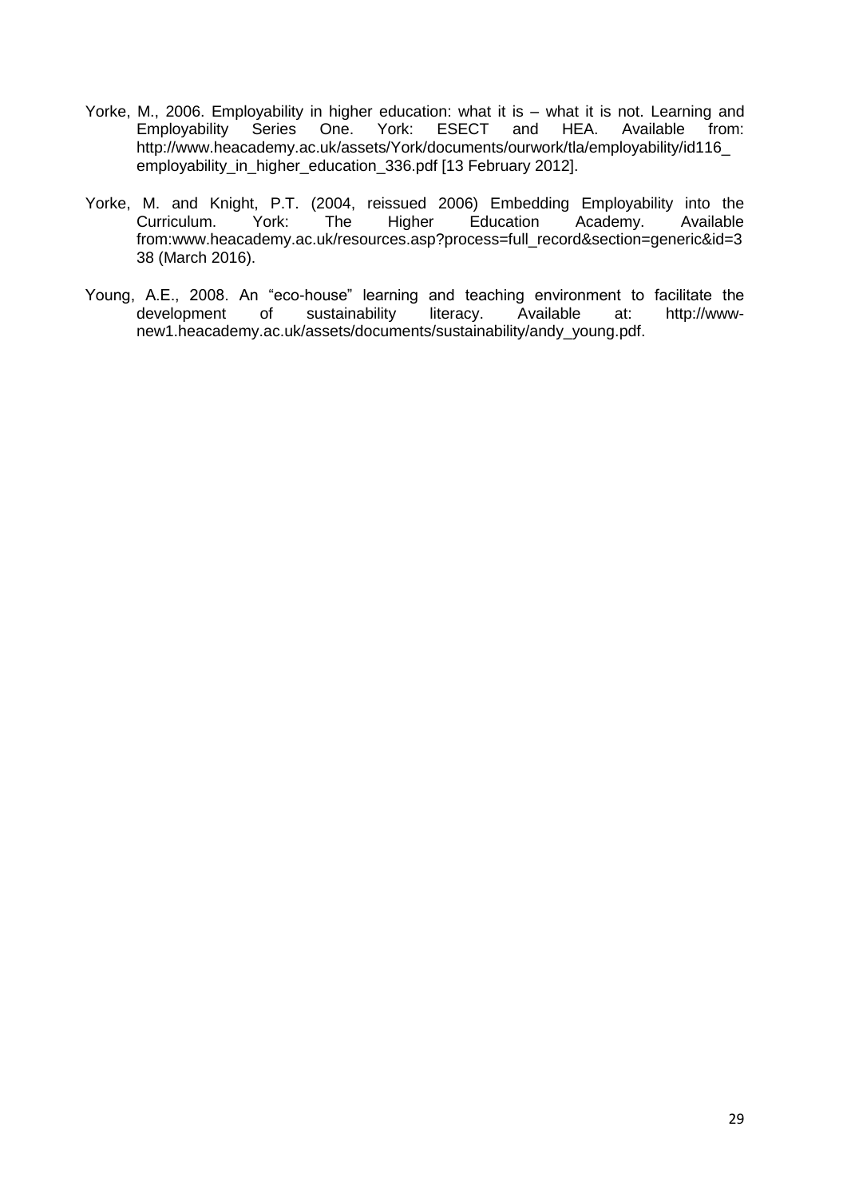Yorke, M., 2006. Employability in higher education: what it is – what it is not. Learning and Employability Series One. York: ESECT and HEA. Available from: http://www.heacademy.ac.uk/assets/York/documents/ourwork/tla/employability/id116_employability_in_higher_education_336.pdf [13 February 2012].

Yorke, M. and Knight, P.T. (2004, reissued 2006) Embedding Employability into the Curriculum. York: The Higher Education Academy. Available from:www.heacademy.ac.uk/resources.asp?process=full_record&section=generic&id=338 (March 2016).

Young, A.E., 2008. An "eco-house" learning and teaching environment to facilitate the development of sustainability literacy. Available at: http://www-new1.heacademy.ac.uk/assets/documents/sustainability/andy_young.pdf.